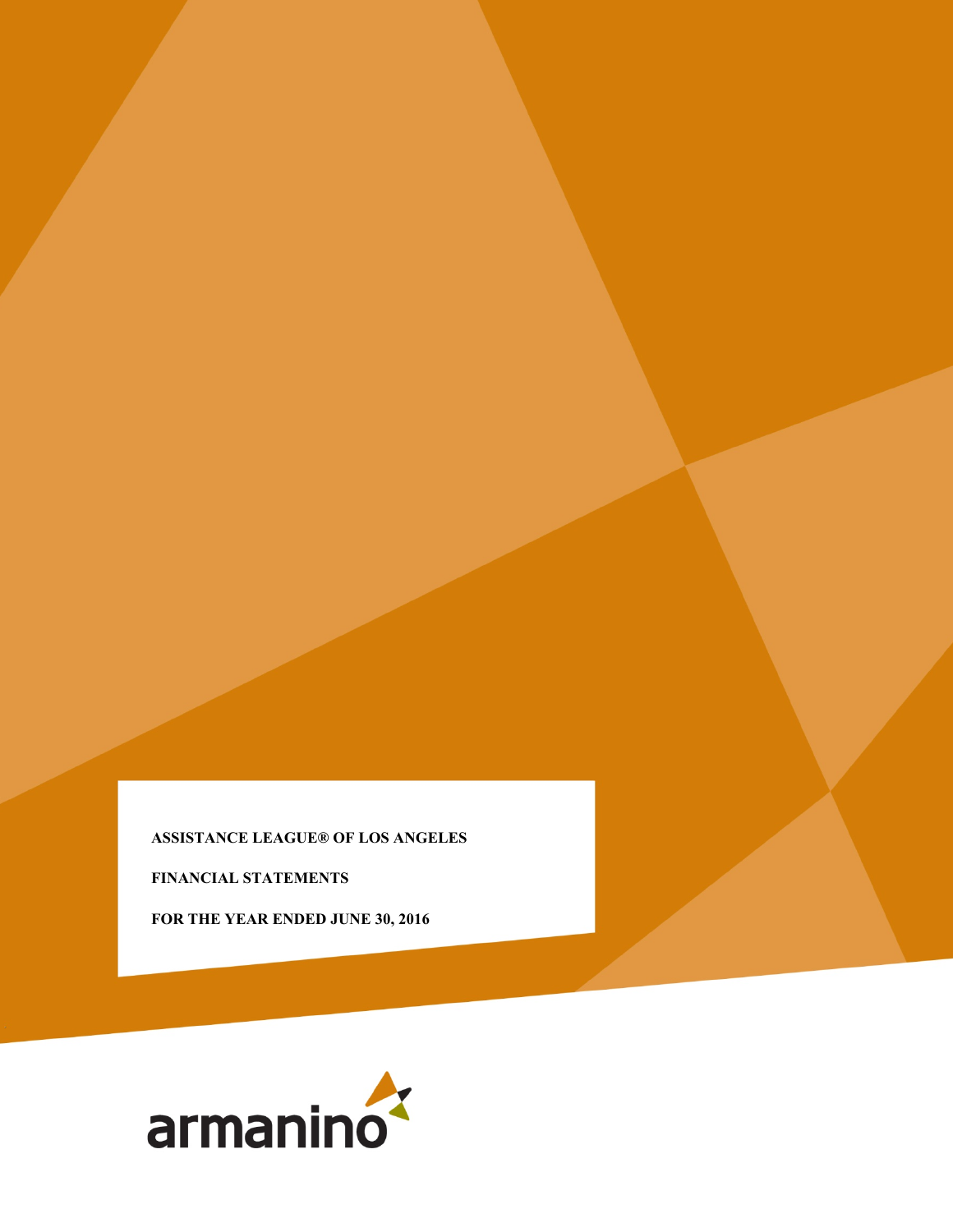**ASSISTANCE LEAGUE® OF LOS ANGELES**

**FINANCIAL STATEMENTS**

**FOR THE YEAR ENDED JUNE 30, 2016**

armanino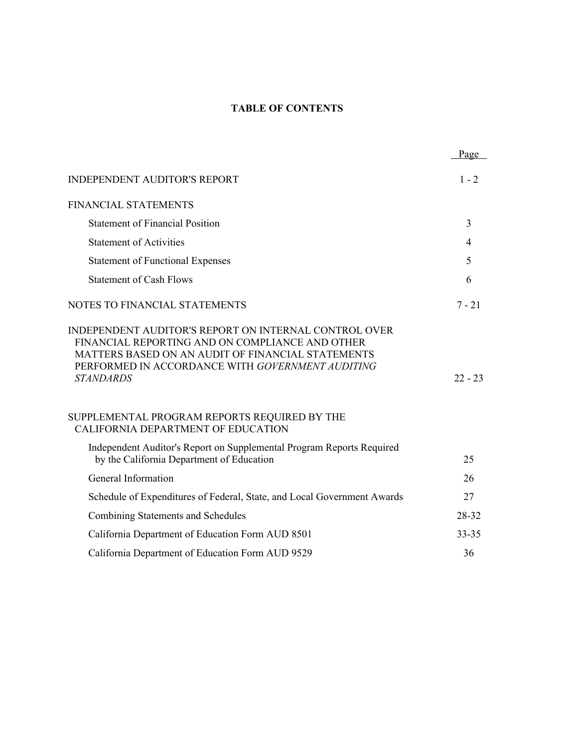# TABLE OF CONTENTS

| | Page |
|---|---|
| INDEPENDENT AUDITOR'S REPORT | 1 - 2 |
| FINANCIAL STATEMENTS | |
| Statement of Financial Position | 3 |
| Statement of Activities | 4 |
| Statement of Functional Expenses | 5 |
| Statement of Cash Flows | 6 |
| NOTES TO FINANCIAL STATEMENTS | 7 - 21 |
| INDEPENDENT AUDITOR'S REPORT ON INTERNAL CONTROL OVER FINANCIAL REPORTING AND ON COMPLIANCE AND OTHER MATTERS BASED ON AN AUDIT OF FINANCIAL STATEMENTS PERFORMED IN ACCORDANCE WITH *GOVERNMENT AUDITING STANDARDS* | 22 - 23 |
| SUPPLEMENTAL PROGRAM REPORTS REQUIRED BY THE CALIFORNIA DEPARTMENT OF EDUCATION | |
| Independent Auditor's Report on Supplemental Program Reports Required by the California Department of Education | 25 |
| General Information | 26 |
| Schedule of Expenditures of Federal, State, and Local Government Awards | 27 |
| Combining Statements and Schedules | 28-32 |
| California Department of Education Form AUD 8501 | 33-35 |
| California Department of Education Form AUD 9529 | 36 |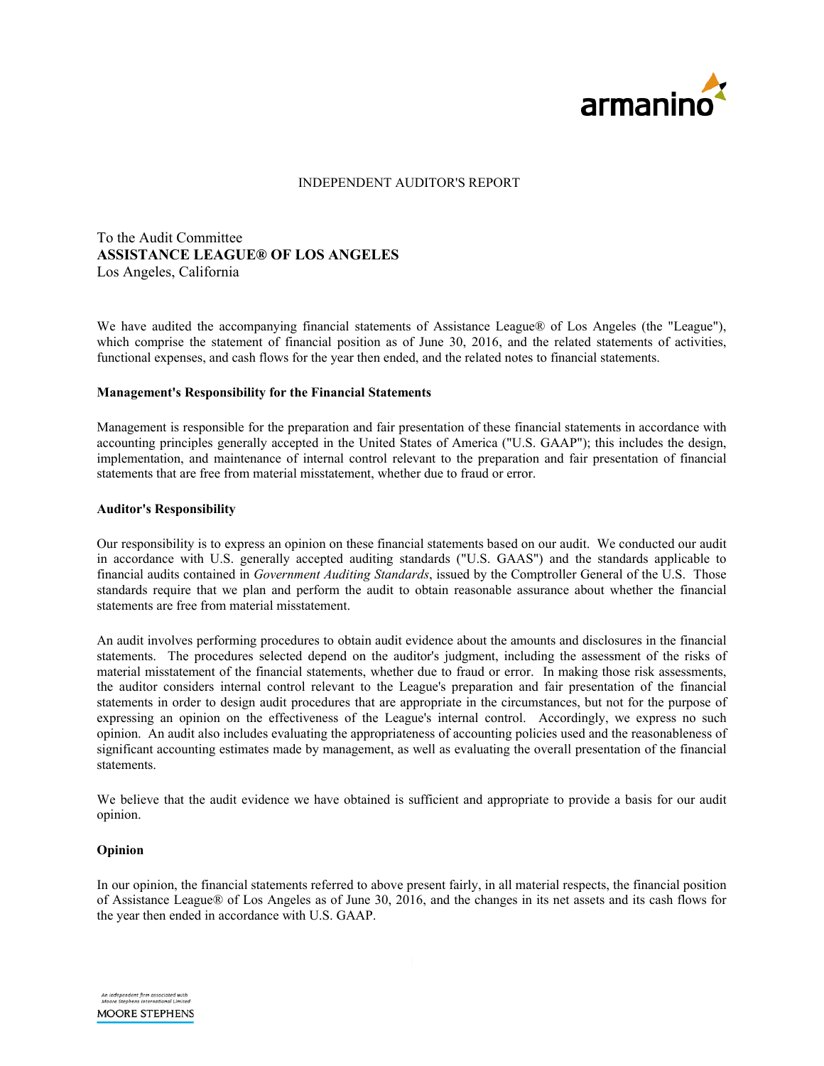## INDEPENDENT AUDITOR'S REPORT

To the Audit Committee
**ASSISTANCE LEAGUE® OF LOS ANGELES**
Los Angeles, California

We have audited the accompanying financial statements of Assistance League® of Los Angeles (the "League"), which comprise the statement of financial position as of June 30, 2016, and the related statements of activities, functional expenses, and cash flows for the year then ended, and the related notes to financial statements.

**Management's Responsibility for the Financial Statements**

Management is responsible for the preparation and fair presentation of these financial statements in accordance with accounting principles generally accepted in the United States of America ("U.S. GAAP"); this includes the design, implementation, and maintenance of internal control relevant to the preparation and fair presentation of financial statements that are free from material misstatement, whether due to fraud or error.

**Auditor's Responsibility**

Our responsibility is to express an opinion on these financial statements based on our audit. We conducted our audit in accordance with U.S. generally accepted auditing standards ("U.S. GAAS") and the standards applicable to financial audits contained in *Government Auditing Standards*, issued by the Comptroller General of the U.S. Those standards require that we plan and perform the audit to obtain reasonable assurance about whether the financial statements are free from material misstatement.

An audit involves performing procedures to obtain audit evidence about the amounts and disclosures in the financial statements. The procedures selected depend on the auditor's judgment, including the assessment of the risks of material misstatement of the financial statements, whether due to fraud or error. In making those risk assessments, the auditor considers internal control relevant to the League's preparation and fair presentation of the financial statements in order to design audit procedures that are appropriate in the circumstances, but not for the purpose of expressing an opinion on the effectiveness of the League's internal control. Accordingly, we express no such opinion. An audit also includes evaluating the appropriateness of accounting policies used and the reasonableness of significant accounting estimates made by management, as well as evaluating the overall presentation of the financial statements.

We believe that the audit evidence we have obtained is sufficient and appropriate to provide a basis for our audit opinion.

**Opinion**

In our opinion, the financial statements referred to above present fairly, in all material respects, the financial position of Assistance League® of Los Angeles as of June 30, 2016, and the changes in its net assets and its cash flows for the year then ended in accordance with U.S. GAAP.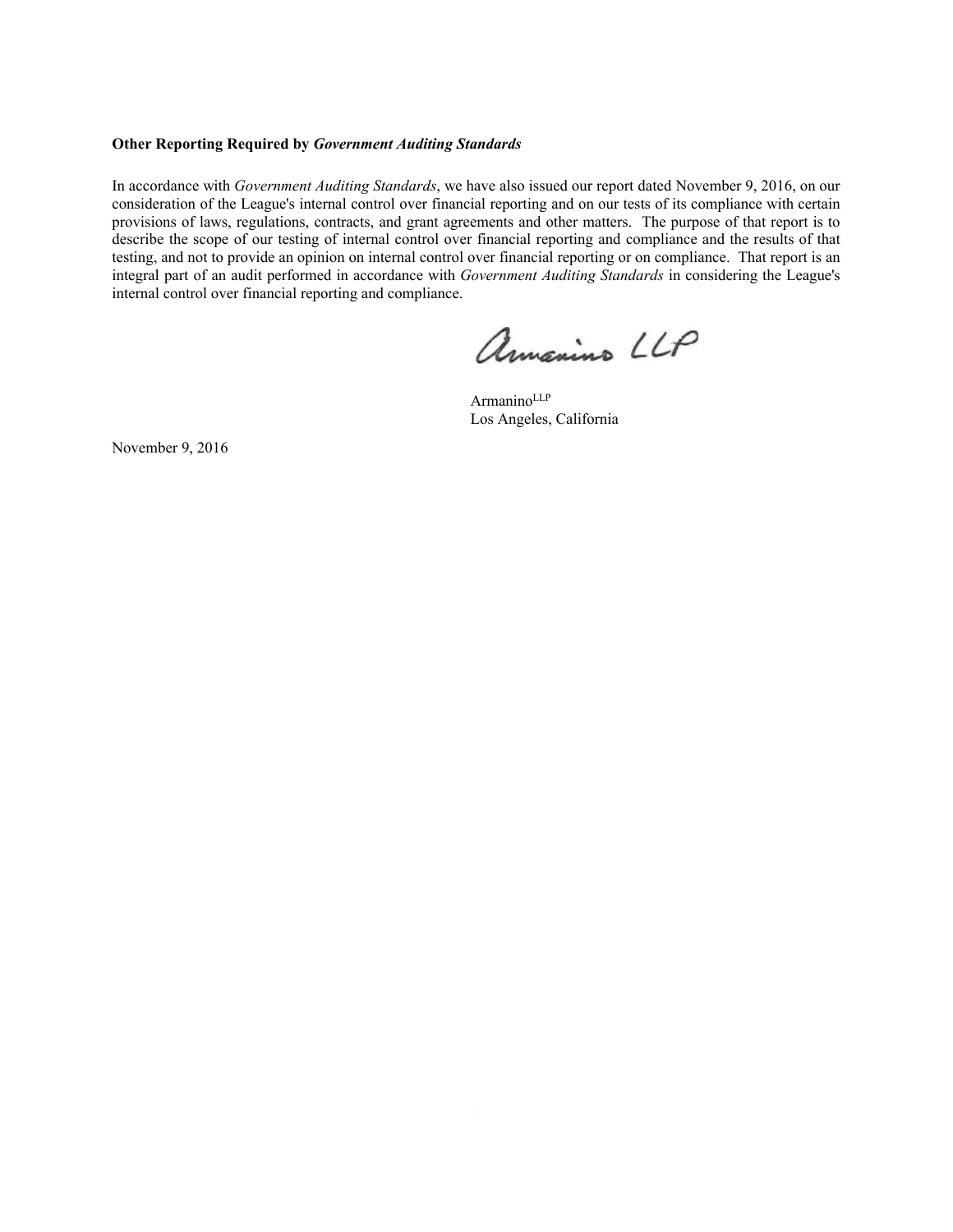**Other Reporting Required by *Government Auditing Standards***

In accordance with *Government Auditing Standards*, we have also issued our report dated November 9, 2016, on our consideration of the League's internal control over financial reporting and on our tests of its compliance with certain provisions of laws, regulations, contracts, and grant agreements and other matters. The purpose of that report is to describe the scope of our testing of internal control over financial reporting and compliance and the results of that testing, and not to provide an opinion on internal control over financial reporting or on compliance. That report is an integral part of an audit performed in accordance with *Government Auditing Standards* in considering the League's internal control over financial reporting and compliance.

Armanino LLP

Armanino[LLP]
Los Angeles, California

November 9, 2016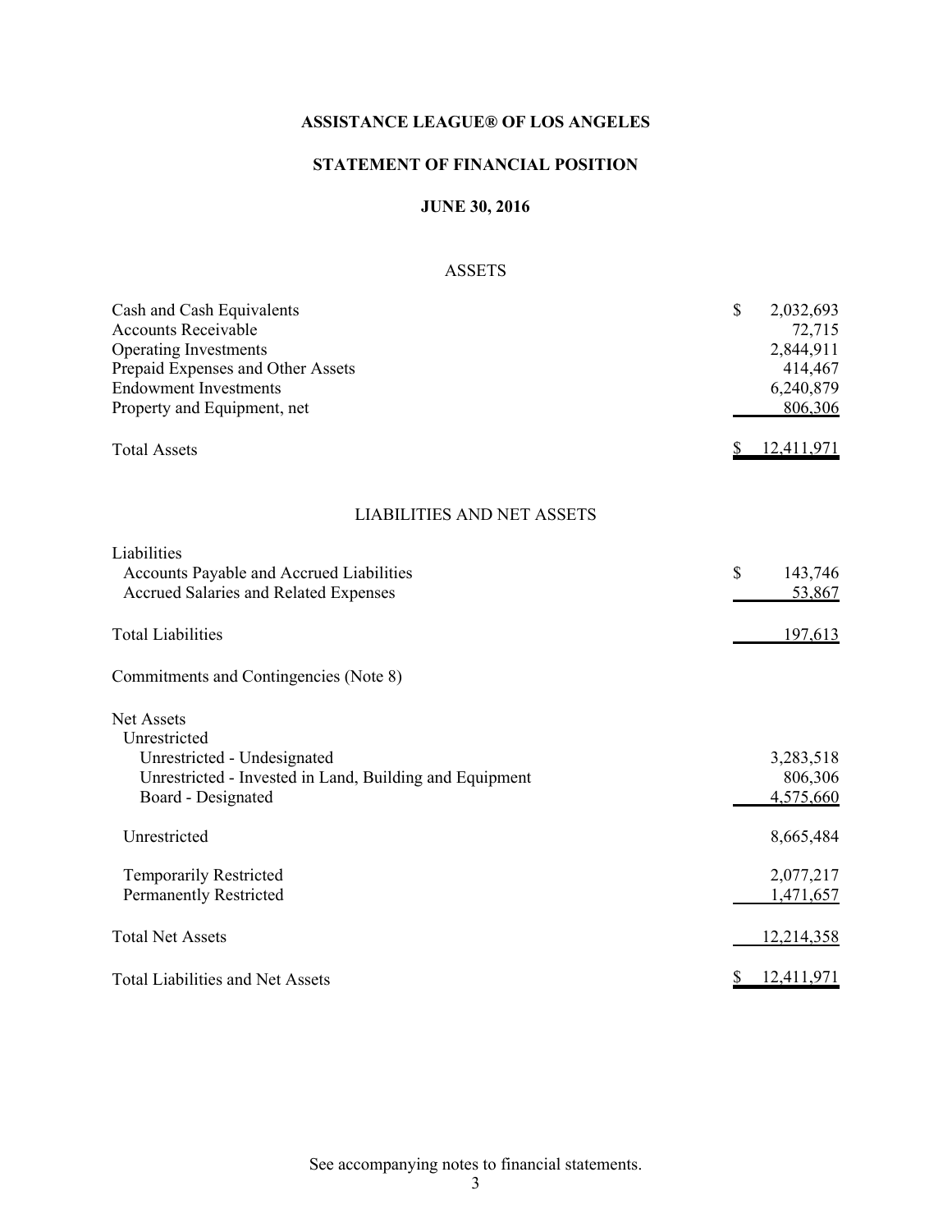**ASSISTANCE LEAGUE® OF LOS ANGELES**

**STATEMENT OF FINANCIAL POSITION**

**JUNE 30, 2016**

ASSETS

| | |
|---|---|
| Cash and Cash Equivalents | $ 2,032,693 |
| Accounts Receivable | 72,715 |
| Operating Investments | 2,844,911 |
| Prepaid Expenses and Other Assets | 414,467 |
| Endowment Investments | 6,240,879 |
| Property and Equipment, net | 806,306 |
| Total Assets | $ 12,411,971 |

LIABILITIES AND NET ASSETS

| | |
|---|---|
| Liabilities | |
| Accounts Payable and Accrued Liabilities | $ 143,746 |
| Accrued Salaries and Related Expenses | 53,867 |
| Total Liabilities | 197,613 |
| Commitments and Contingencies (Note 8) | |
| Net Assets | |
| Unrestricted | |
| Unrestricted - Undesignated | 3,283,518 |
| Unrestricted - Invested in Land, Building and Equipment | 806,306 |
| Board - Designated | 4,575,660 |
| Unrestricted | 8,665,484 |
| Temporarily Restricted | 2,077,217 |
| Permanently Restricted | 1,471,657 |
| Total Net Assets | 12,214,358 |
| Total Liabilities and Net Assets | $ 12,411,971 |

See accompanying notes to financial statements.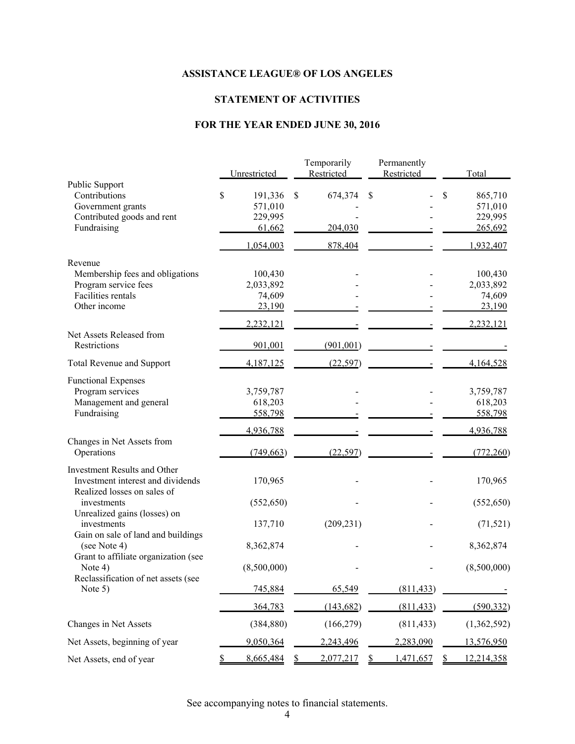**ASSISTANCE LEAGUE® OF LOS ANGELES**

**STATEMENT OF ACTIVITIES**

**FOR THE YEAR ENDED JUNE 30, 2016**

| | Unrestricted | Temporarily Restricted | Permanently Restricted | Total |
|---|---|---|---|---|
| Public Support | | | | |
| Contributions | $ 191,336 | $ 674,374 | $ - | $ 865,710 |
| Government grants | 571,010 | - | - | 571,010 |
| Contributed goods and rent | 229,995 | - | - | 229,995 |
| Fundraising | 61,662 | 204,030 | - | 265,692 |
| | 1,054,003 | 878,404 | - | 1,932,407 |
| Revenue | | | | |
| Membership fees and obligations | 100,430 | - | - | 100,430 |
| Program service fees | 2,033,892 | - | - | 2,033,892 |
| Facilities rentals | 74,609 | - | - | 74,609 |
| Other income | 23,190 | - | - | 23,190 |
| | 2,232,121 | - | - | 2,232,121 |
| Net Assets Released from Restrictions | 901,001 | (901,001) | - | - |
| Total Revenue and Support | 4,187,125 | (22,597) | - | 4,164,528 |
| Functional Expenses | | | | |
| Program services | 3,759,787 | - | - | 3,759,787 |
| Management and general | 618,203 | - | - | 618,203 |
| Fundraising | 558,798 | - | - | 558,798 |
| | 4,936,788 | - | - | 4,936,788 |
| Changes in Net Assets from Operations | (749,663) | (22,597) | - | (772,260) |
| Investment Results and Other | | | | |
| Investment interest and dividends | 170,965 | - | - | 170,965 |
| Realized losses on sales of investments | (552,650) | - | - | (552,650) |
| Unrealized gains (losses) on investments | 137,710 | (209,231) | - | (71,521) |
| Gain on sale of land and buildings (see Note 4) | 8,362,874 | - | - | 8,362,874 |
| Grant to affiliate organization (see Note 4) | (8,500,000) | - | - | (8,500,000) |
| Reclassification of net assets (see Note 5) | 745,884 | 65,549 | (811,433) | - |
| | 364,783 | (143,682) | (811,433) | (590,332) |
| Changes in Net Assets | (384,880) | (166,279) | (811,433) | (1,362,592) |
| Net Assets, beginning of year | 9,050,364 | 2,243,496 | 2,283,090 | 13,576,950 |
| Net Assets, end of year | $ 8,665,484 | $ 2,077,217 | $ 1,471,657 | $ 12,214,358 |

See accompanying notes to financial statements.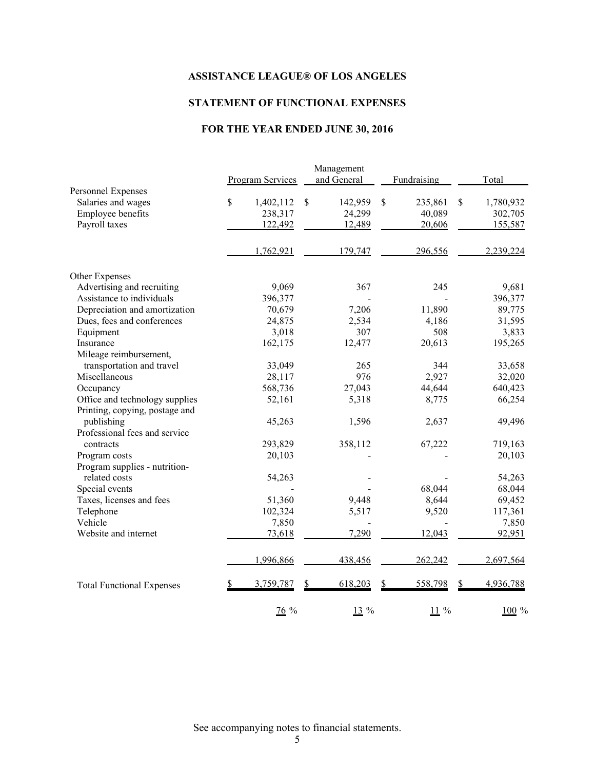**ASSISTANCE LEAGUE® OF LOS ANGELES**

**STATEMENT OF FUNCTIONAL EXPENSES**

**FOR THE YEAR ENDED JUNE 30, 2016**

| | Program Services | Management and General | Fundraising | Total |
|---|---|---|---|---|
| Personnel Expenses | | | | |
| Salaries and wages | $ 1,402,112 | $ 142,959 | $ 235,861 | $ 1,780,932 |
| Employee benefits | 238,317 | 24,299 | 40,089 | 302,705 |
| Payroll taxes | 122,492 | 12,489 | 20,606 | 155,587 |
| | 1,762,921 | 179,747 | 296,556 | 2,239,224 |
| Other Expenses | | | | |
| Advertising and recruiting | 9,069 | 367 | 245 | 9,681 |
| Assistance to individuals | 396,377 | - | - | 396,377 |
| Depreciation and amortization | 70,679 | 7,206 | 11,890 | 89,775 |
| Dues, fees and conferences | 24,875 | 2,534 | 4,186 | 31,595 |
| Equipment | 3,018 | 307 | 508 | 3,833 |
| Insurance | 162,175 | 12,477 | 20,613 | 195,265 |
| Mileage reimbursement, transportation and travel | 33,049 | 265 | 344 | 33,658 |
| Miscellaneous | 28,117 | 976 | 2,927 | 32,020 |
| Occupancy | 568,736 | 27,043 | 44,644 | 640,423 |
| Office and technology supplies | 52,161 | 5,318 | 8,775 | 66,254 |
| Printing, copying, postage and publishing | 45,263 | 1,596 | 2,637 | 49,496 |
| Professional fees and service contracts | 293,829 | 358,112 | 67,222 | 719,163 |
| Program costs | 20,103 | - | - | 20,103 |
| Program supplies - nutrition-related costs | 54,263 | - | - | 54,263 |
| Special events | - | - | 68,044 | 68,044 |
| Taxes, licenses and fees | 51,360 | 9,448 | 8,644 | 69,452 |
| Telephone | 102,324 | 5,517 | 9,520 | 117,361 |
| Vehicle | 7,850 | - | - | 7,850 |
| Website and internet | 73,618 | 7,290 | 12,043 | 92,951 |
| | 1,996,866 | 438,456 | 262,242 | 2,697,564 |
| Total Functional Expenses | $ 3,759,787 | $ 618,203 | $ 558,798 | $ 4,936,788 |
| | 76 % | 13 % | 11 % | 100 % |

See accompanying notes to financial statements.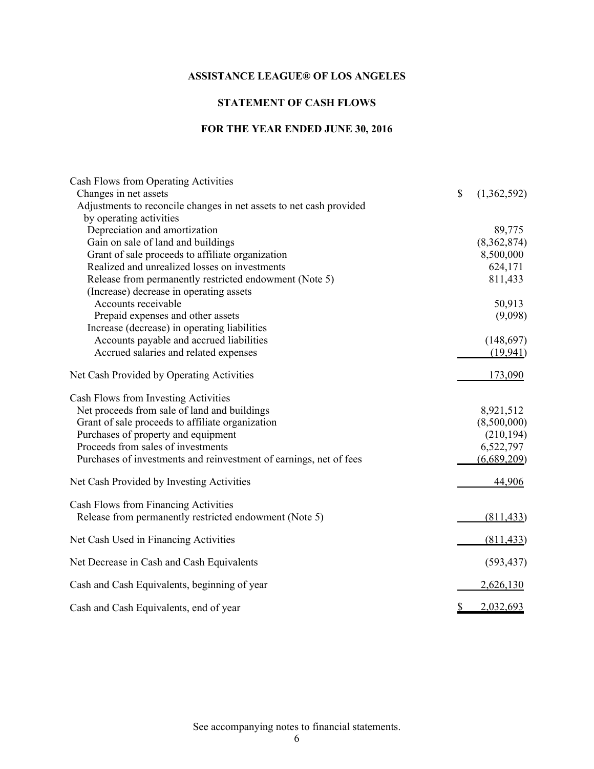**ASSISTANCE LEAGUE® OF LOS ANGELES**

**STATEMENT OF CASH FLOWS**

**FOR THE YEAR ENDED JUNE 30, 2016**

| | |
|---|---|
| Cash Flows from Operating Activities | |
| Changes in net assets | $ (1,362,592) |
| Adjustments to reconcile changes in net assets to net cash provided by operating activities | |
| Depreciation and amortization | 89,775 |
| Gain on sale of land and buildings | (8,362,874) |
| Grant of sale proceeds to affiliate organization | 8,500,000 |
| Realized and unrealized losses on investments | 624,171 |
| Release from permanently restricted endowment (Note 5) | 811,433 |
| (Increase) decrease in operating assets | |
| Accounts receivable | 50,913 |
| Prepaid expenses and other assets | (9,098) |
| Increase (decrease) in operating liabilities | |
| Accounts payable and accrued liabilities | (148,697) |
| Accrued salaries and related expenses | (19,941) |
| Net Cash Provided by Operating Activities | 173,090 |
| Cash Flows from Investing Activities | |
| Net proceeds from sale of land and buildings | 8,921,512 |
| Grant of sale proceeds to affiliate organization | (8,500,000) |
| Purchases of property and equipment | (210,194) |
| Proceeds from sales of investments | 6,522,797 |
| Purchases of investments and reinvestment of earnings, net of fees | (6,689,209) |
| Net Cash Provided by Investing Activities | 44,906 |
| Cash Flows from Financing Activities | |
| Release from permanently restricted endowment (Note 5) | (811,433) |
| Net Cash Used in Financing Activities | (811,433) |
| Net Decrease in Cash and Cash Equivalents | (593,437) |
| Cash and Cash Equivalents, beginning of year | 2,626,130 |
| Cash and Cash Equivalents, end of year | $ 2,032,693 |

See accompanying notes to financial statements.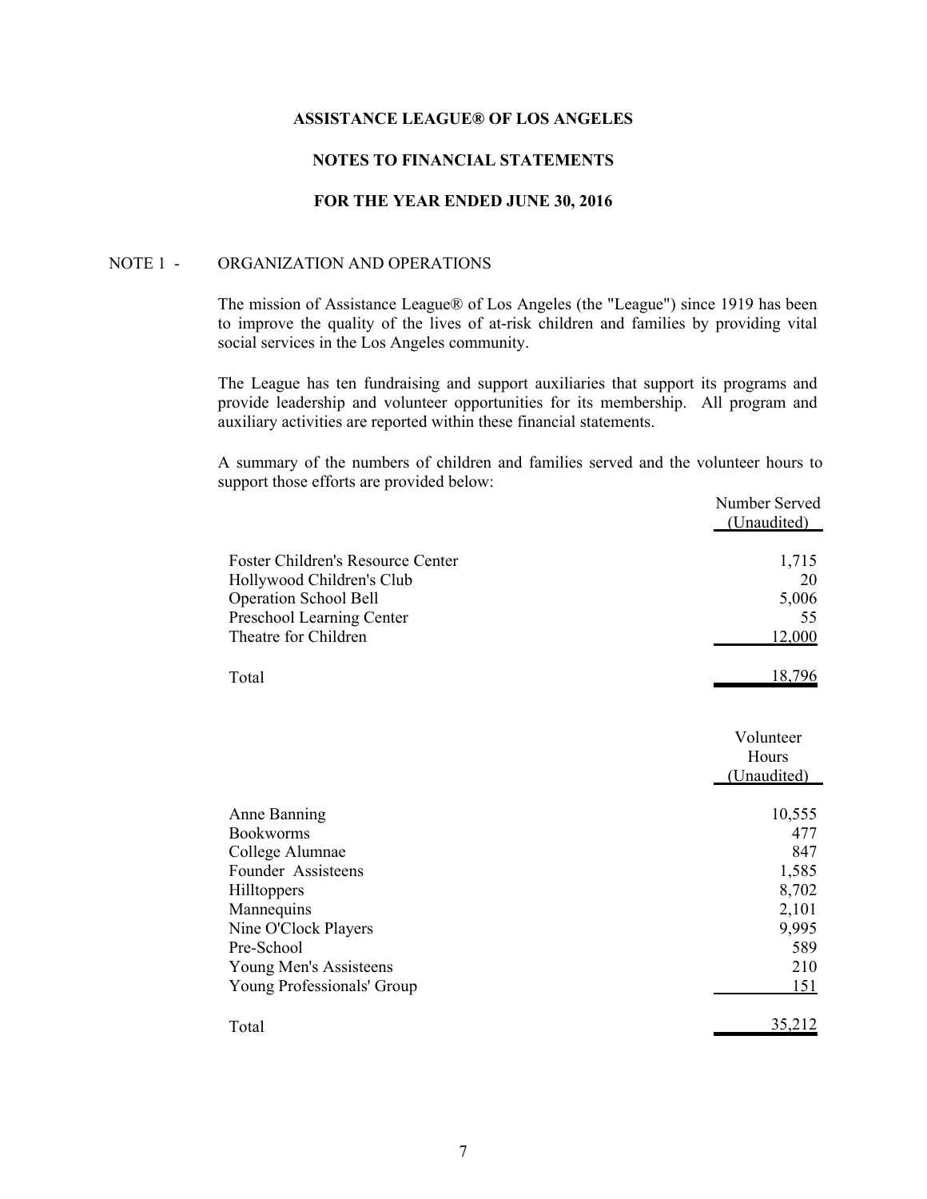**ASSISTANCE LEAGUE® OF LOS ANGELES**

**NOTES TO FINANCIAL STATEMENTS**

**FOR THE YEAR ENDED JUNE 30, 2016**

NOTE 1 - ORGANIZATION AND OPERATIONS

The mission of Assistance League® of Los Angeles (the "League") since 1919 has been to improve the quality of the lives of at-risk children and families by providing vital social services in the Los Angeles community.

The League has ten fundraising and support auxiliaries that support its programs and provide leadership and volunteer opportunities for its membership. All program and auxiliary activities are reported within these financial statements.

A summary of the numbers of children and families served and the volunteer hours to support those efforts are provided below:

| | Number Served (Unaudited) |
|---|---|
| Foster Children's Resource Center | 1,715 |
| Hollywood Children's Club | 20 |
| Operation School Bell | 5,006 |
| Preschool Learning Center | 55 |
| Theatre for Children | 12,000 |
| Total | 18,796 |

| | Volunteer Hours (Unaudited) |
|---|---|
| Anne Banning | 10,555 |
| Bookworms | 477 |
| College Alumnae | 847 |
| Founder Assisteens | 1,585 |
| Hilltoppers | 8,702 |
| Mannequins | 2,101 |
| Nine O'Clock Players | 9,995 |
| Pre-School | 589 |
| Young Men's Assisteens | 210 |
| Young Professionals' Group | 151 |
| Total | 35,212 |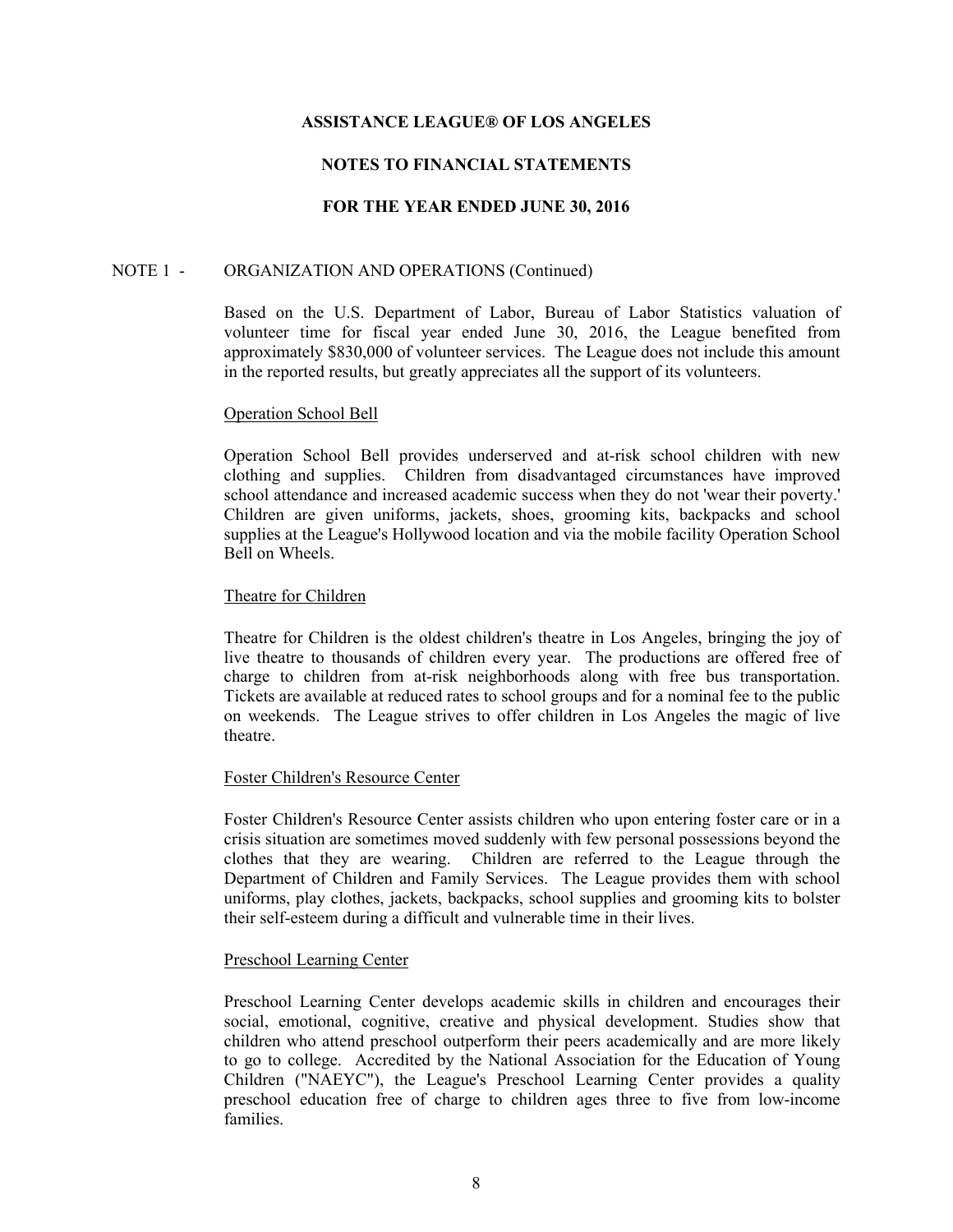**ASSISTANCE LEAGUE® OF LOS ANGELES**

**NOTES TO FINANCIAL STATEMENTS**

**FOR THE YEAR ENDED JUNE 30, 2016**

NOTE 1 - ORGANIZATION AND OPERATIONS (Continued)

Based on the U.S. Department of Labor, Bureau of Labor Statistics valuation of volunteer time for fiscal year ended June 30, 2016, the League benefited from approximately $830,000 of volunteer services. The League does not include this amount in the reported results, but greatly appreciates all the support of its volunteers.

Operation School Bell

Operation School Bell provides underserved and at-risk school children with new clothing and supplies. Children from disadvantaged circumstances have improved school attendance and increased academic success when they do not 'wear their poverty.' Children are given uniforms, jackets, shoes, grooming kits, backpacks and school supplies at the League's Hollywood location and via the mobile facility Operation School Bell on Wheels.

Theatre for Children

Theatre for Children is the oldest children's theatre in Los Angeles, bringing the joy of live theatre to thousands of children every year. The productions are offered free of charge to children from at-risk neighborhoods along with free bus transportation. Tickets are available at reduced rates to school groups and for a nominal fee to the public on weekends. The League strives to offer children in Los Angeles the magic of live theatre.

Foster Children's Resource Center

Foster Children's Resource Center assists children who upon entering foster care or in a crisis situation are sometimes moved suddenly with few personal possessions beyond the clothes that they are wearing. Children are referred to the League through the Department of Children and Family Services. The League provides them with school uniforms, play clothes, jackets, backpacks, school supplies and grooming kits to bolster their self-esteem during a difficult and vulnerable time in their lives.

Preschool Learning Center

Preschool Learning Center develops academic skills in children and encourages their social, emotional, cognitive, creative and physical development. Studies show that children who attend preschool outperform their peers academically and are more likely to go to college. Accredited by the National Association for the Education of Young Children ("NAEYC"), the League's Preschool Learning Center provides a quality preschool education free of charge to children ages three to five from low-income families.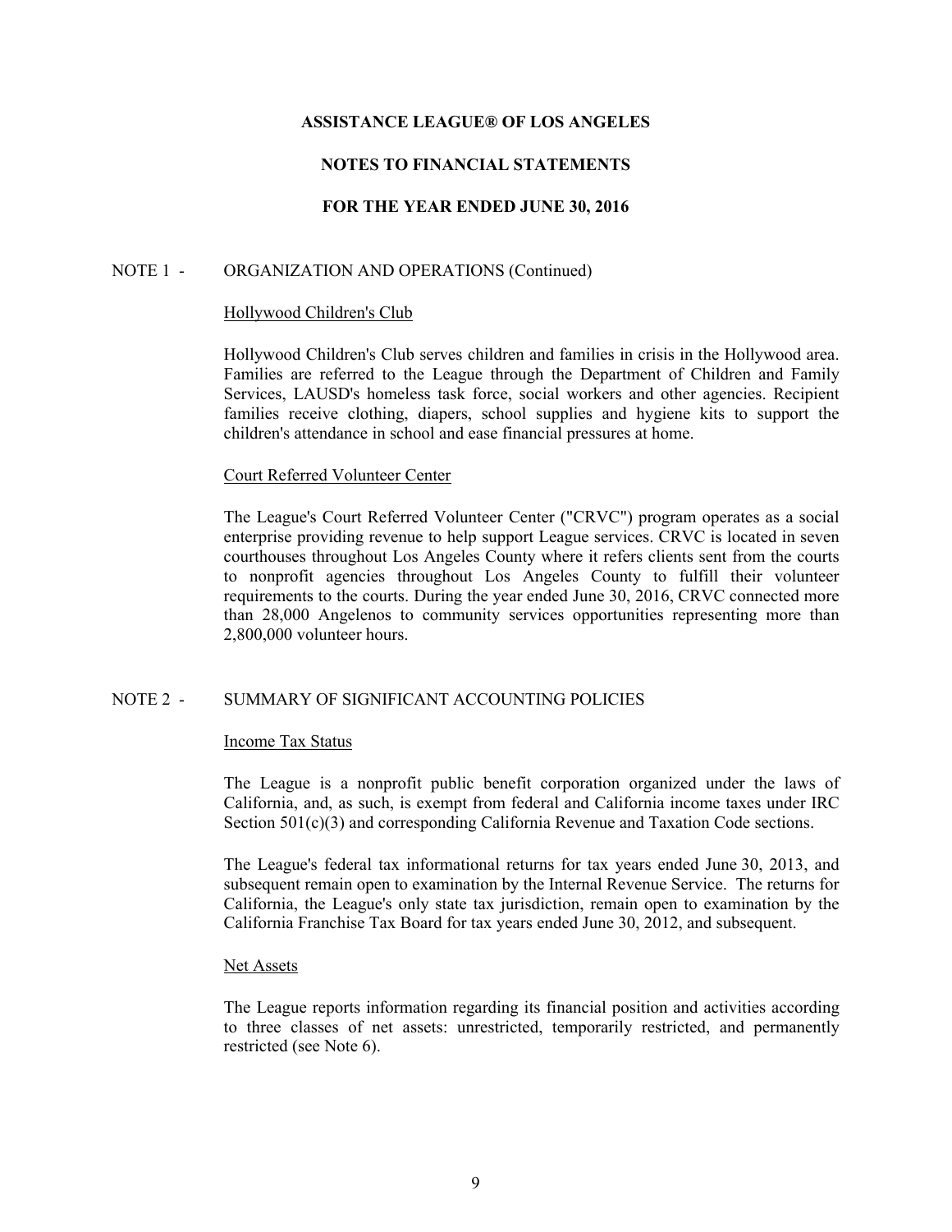# ASSISTANCE LEAGUE® OF LOS ANGELES

## NOTES TO FINANCIAL STATEMENTS

## FOR THE YEAR ENDED JUNE 30, 2016

### NOTE 1 - ORGANIZATION AND OPERATIONS (Continued)

#### Hollywood Children's Club

Hollywood Children's Club serves children and families in crisis in the Hollywood area. Families are referred to the League through the Department of Children and Family Services, LAUSD's homeless task force, social workers and other agencies. Recipient families receive clothing, diapers, school supplies and hygiene kits to support the children's attendance in school and ease financial pressures at home.

#### Court Referred Volunteer Center

The League's Court Referred Volunteer Center ("CRVC") program operates as a social enterprise providing revenue to help support League services. CRVC is located in seven courthouses throughout Los Angeles County where it refers clients sent from the courts to nonprofit agencies throughout Los Angeles County to fulfill their volunteer requirements to the courts. During the year ended June 30, 2016, CRVC connected more than 28,000 Angelenos to community services opportunities representing more than 2,800,000 volunteer hours.

### NOTE 2 - SUMMARY OF SIGNIFICANT ACCOUNTING POLICIES

#### Income Tax Status

The League is a nonprofit public benefit corporation organized under the laws of California, and, as such, is exempt from federal and California income taxes under IRC Section 501(c)(3) and corresponding California Revenue and Taxation Code sections.

The League's federal tax informational returns for tax years ended June 30, 2013, and subsequent remain open to examination by the Internal Revenue Service. The returns for California, the League's only state tax jurisdiction, remain open to examination by the California Franchise Tax Board for tax years ended June 30, 2012, and subsequent.

#### Net Assets

The League reports information regarding its financial position and activities according to three classes of net assets: unrestricted, temporarily restricted, and permanently restricted (see Note 6).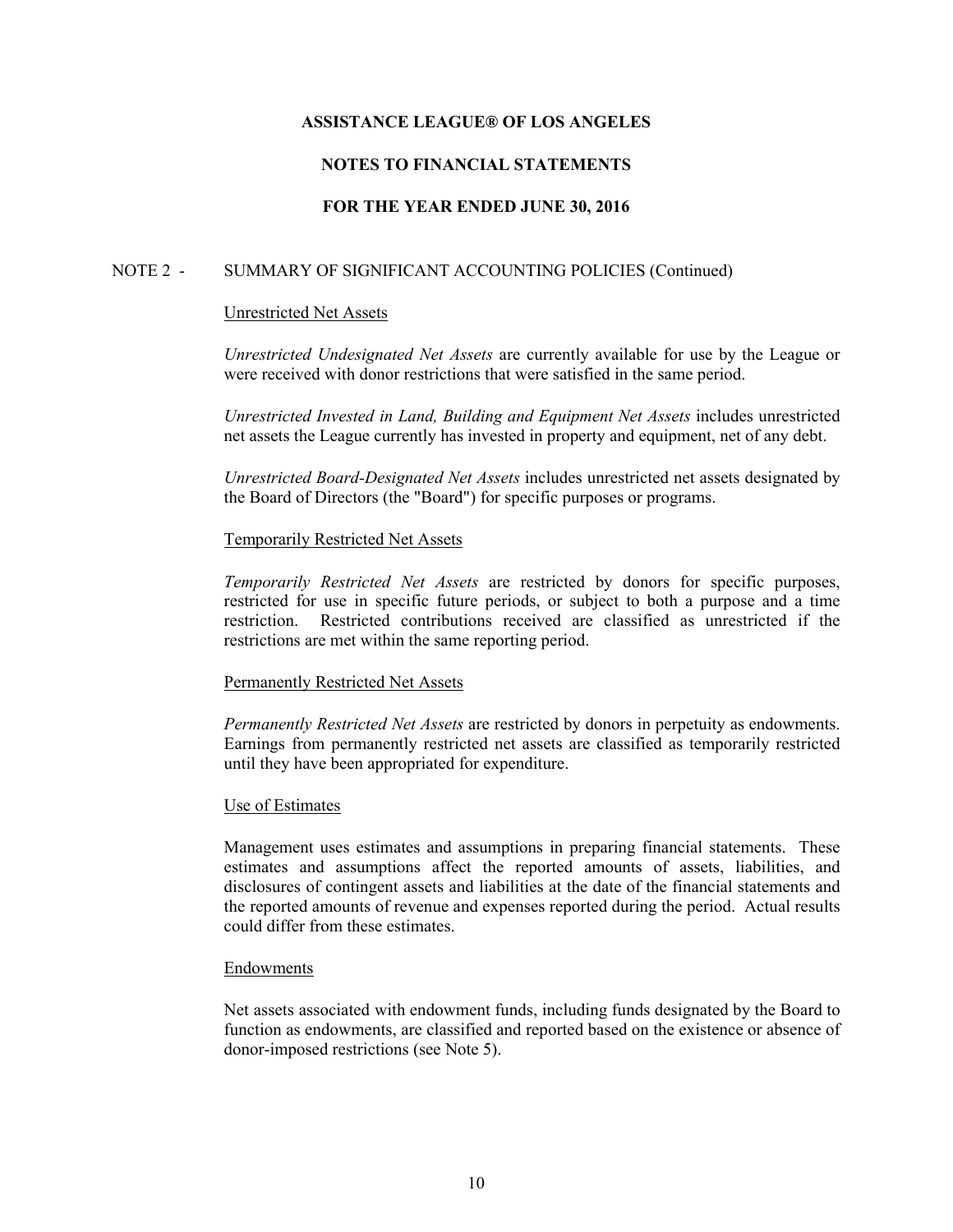# ASSISTANCE LEAGUE® OF LOS ANGELES

## NOTES TO FINANCIAL STATEMENTS

## FOR THE YEAR ENDED JUNE 30, 2016

NOTE 2 - SUMMARY OF SIGNIFICANT ACCOUNTING POLICIES (Continued)

Unrestricted Net Assets

*Unrestricted Undesignated Net Assets* are currently available for use by the League or were received with donor restrictions that were satisfied in the same period.

*Unrestricted Invested in Land, Building and Equipment Net Assets* includes unrestricted net assets the League currently has invested in property and equipment, net of any debt.

*Unrestricted Board-Designated Net Assets* includes unrestricted net assets designated by the Board of Directors (the "Board") for specific purposes or programs.

Temporarily Restricted Net Assets

*Temporarily Restricted Net Assets* are restricted by donors for specific purposes, restricted for use in specific future periods, or subject to both a purpose and a time restriction. Restricted contributions received are classified as unrestricted if the restrictions are met within the same reporting period.

Permanently Restricted Net Assets

*Permanently Restricted Net Assets* are restricted by donors in perpetuity as endowments. Earnings from permanently restricted net assets are classified as temporarily restricted until they have been appropriated for expenditure.

Use of Estimates

Management uses estimates and assumptions in preparing financial statements. These estimates and assumptions affect the reported amounts of assets, liabilities, and disclosures of contingent assets and liabilities at the date of the financial statements and the reported amounts of revenue and expenses reported during the period. Actual results could differ from these estimates.

Endowments

Net assets associated with endowment funds, including funds designated by the Board to function as endowments, are classified and reported based on the existence or absence of donor-imposed restrictions (see Note 5).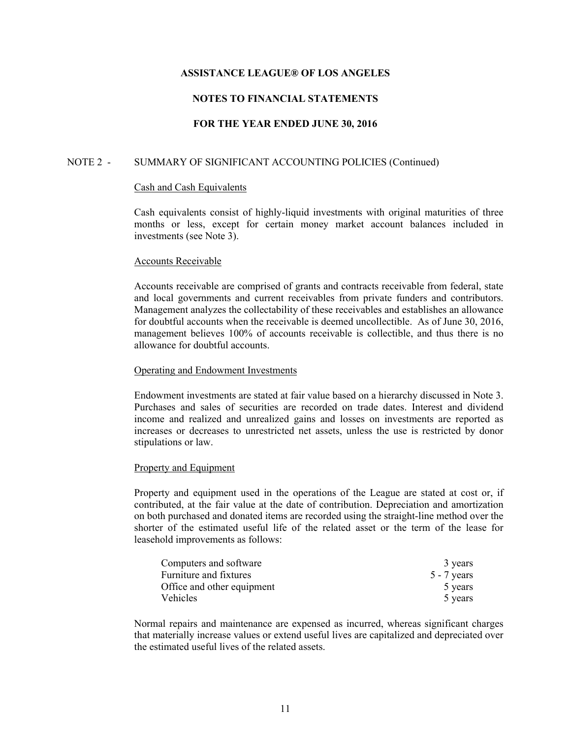**ASSISTANCE LEAGUE® OF LOS ANGELES**

**NOTES TO FINANCIAL STATEMENTS**

**FOR THE YEAR ENDED JUNE 30, 2016**

NOTE 2 - SUMMARY OF SIGNIFICANT ACCOUNTING POLICIES (Continued)

Cash and Cash Equivalents

Cash equivalents consist of highly-liquid investments with original maturities of three months or less, except for certain money market account balances included in investments (see Note 3).

Accounts Receivable

Accounts receivable are comprised of grants and contracts receivable from federal, state and local governments and current receivables from private funders and contributors. Management analyzes the collectability of these receivables and establishes an allowance for doubtful accounts when the receivable is deemed uncollectible. As of June 30, 2016, management believes 100% of accounts receivable is collectible, and thus there is no allowance for doubtful accounts.

Operating and Endowment Investments

Endowment investments are stated at fair value based on a hierarchy discussed in Note 3. Purchases and sales of securities are recorded on trade dates. Interest and dividend income and realized and unrealized gains and losses on investments are reported as increases or decreases to unrestricted net assets, unless the use is restricted by donor stipulations or law.

Property and Equipment

Property and equipment used in the operations of the League are stated at cost or, if contributed, at the fair value at the date of contribution. Depreciation and amortization on both purchased and donated items are recorded using the straight-line method over the shorter of the estimated useful life of the related asset or the term of the lease for leasehold improvements as follows:

| | |
|---|---|
| Computers and software | 3 years |
| Furniture and fixtures | 5 - 7 years |
| Office and other equipment | 5 years |
| Vehicles | 5 years |

Normal repairs and maintenance are expensed as incurred, whereas significant charges that materially increase values or extend useful lives are capitalized and depreciated over the estimated useful lives of the related assets.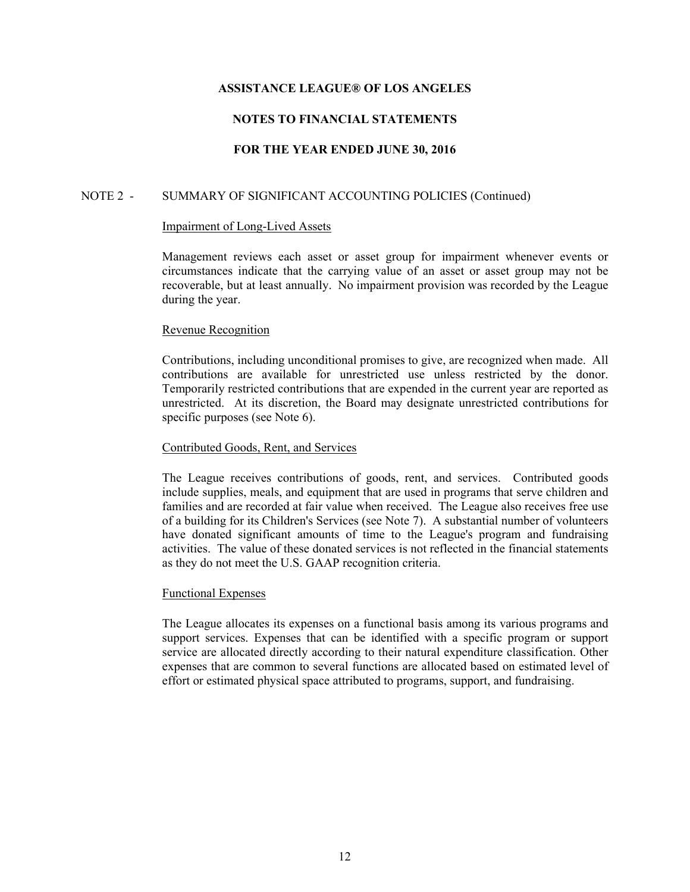**ASSISTANCE LEAGUE® OF LOS ANGELES**

**NOTES TO FINANCIAL STATEMENTS**

**FOR THE YEAR ENDED JUNE 30, 2016**

NOTE 2 - SUMMARY OF SIGNIFICANT ACCOUNTING POLICIES (Continued)

Impairment of Long-Lived Assets

Management reviews each asset or asset group for impairment whenever events or circumstances indicate that the carrying value of an asset or asset group may not be recoverable, but at least annually. No impairment provision was recorded by the League during the year.

Revenue Recognition

Contributions, including unconditional promises to give, are recognized when made. All contributions are available for unrestricted use unless restricted by the donor. Temporarily restricted contributions that are expended in the current year are reported as unrestricted. At its discretion, the Board may designate unrestricted contributions for specific purposes (see Note 6).

Contributed Goods, Rent, and Services

The League receives contributions of goods, rent, and services. Contributed goods include supplies, meals, and equipment that are used in programs that serve children and families and are recorded at fair value when received. The League also receives free use of a building for its Children's Services (see Note 7). A substantial number of volunteers have donated significant amounts of time to the League's program and fundraising activities. The value of these donated services is not reflected in the financial statements as they do not meet the U.S. GAAP recognition criteria.

Functional Expenses

The League allocates its expenses on a functional basis among its various programs and support services. Expenses that can be identified with a specific program or support service are allocated directly according to their natural expenditure classification. Other expenses that are common to several functions are allocated based on estimated level of effort or estimated physical space attributed to programs, support, and fundraising.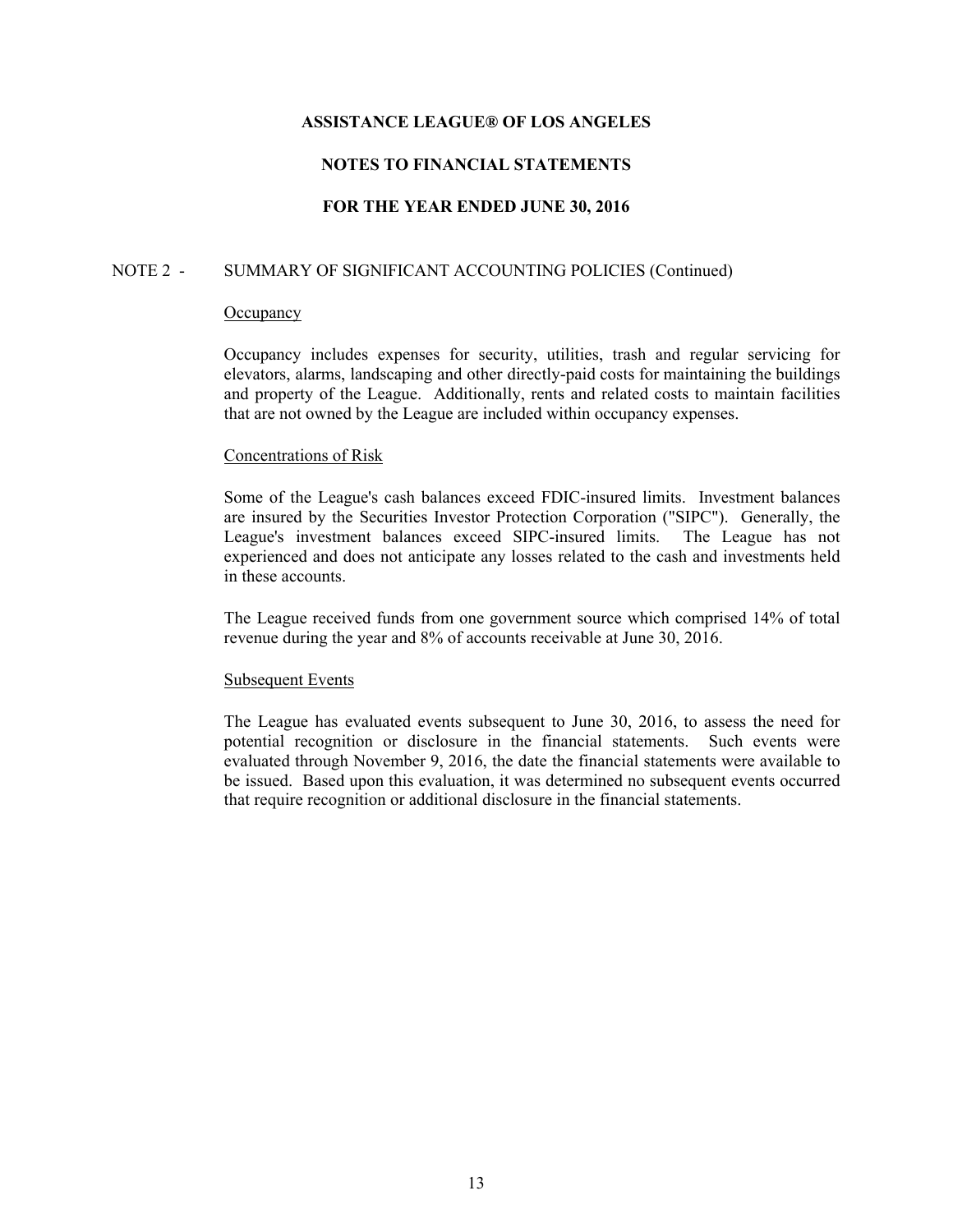## NOTE 2 - SUMMARY OF SIGNIFICANT ACCOUNTING POLICIES (Continued)

### Occupancy

Occupancy includes expenses for security, utilities, trash and regular servicing for elevators, alarms, landscaping and other directly-paid costs for maintaining the buildings and property of the League. Additionally, rents and related costs to maintain facilities that are not owned by the League are included within occupancy expenses.

### Concentrations of Risk

Some of the League's cash balances exceed FDIC-insured limits. Investment balances are insured by the Securities Investor Protection Corporation ("SIPC"). Generally, the League's investment balances exceed SIPC-insured limits. The League has not experienced and does not anticipate any losses related to the cash and investments held in these accounts.

The League received funds from one government source which comprised 14% of total revenue during the year and 8% of accounts receivable at June 30, 2016.

### Subsequent Events

The League has evaluated events subsequent to June 30, 2016, to assess the need for potential recognition or disclosure in the financial statements. Such events were evaluated through November 9, 2016, the date the financial statements were available to be issued. Based upon this evaluation, it was determined no subsequent events occurred that require recognition or additional disclosure in the financial statements.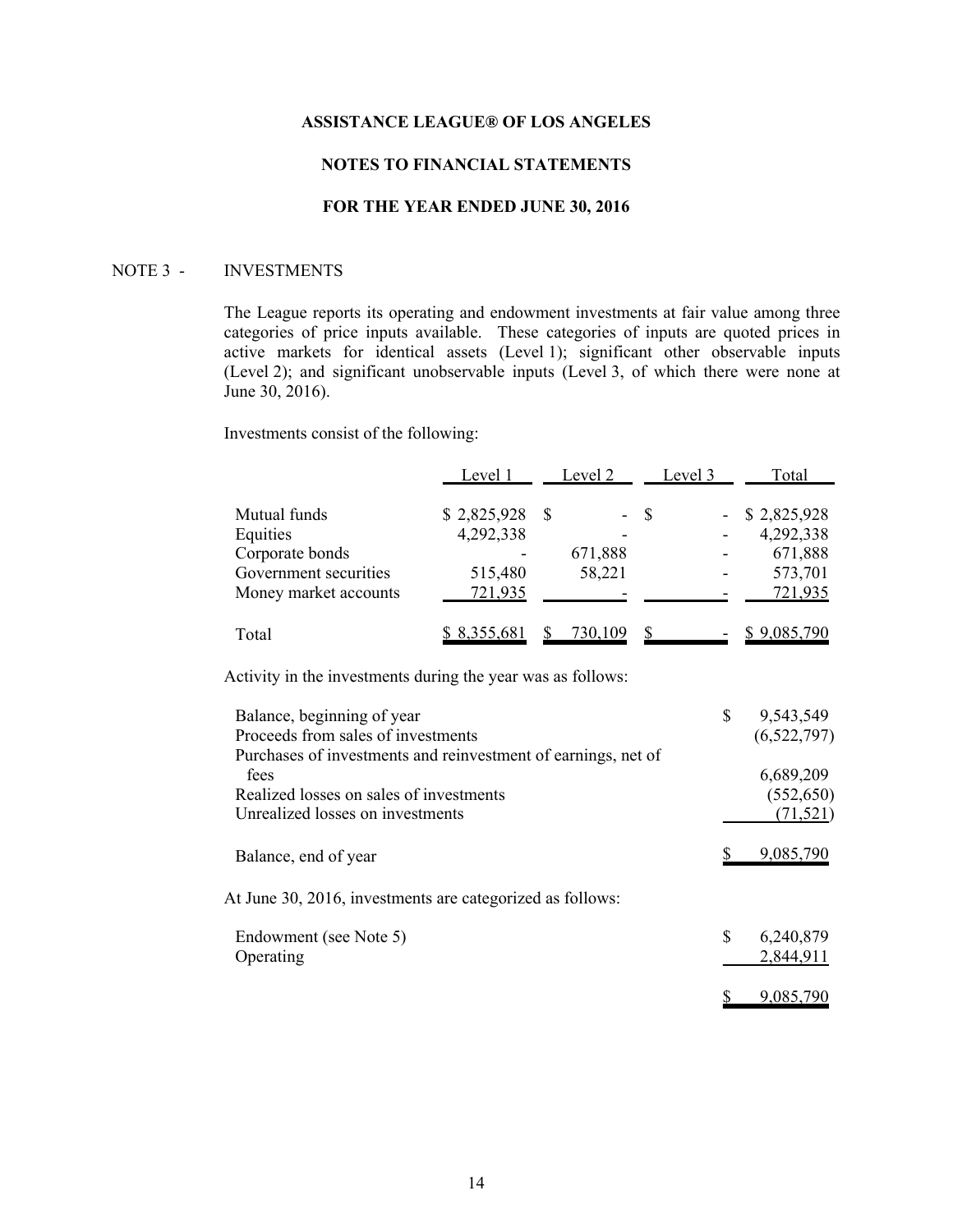**ASSISTANCE LEAGUE® OF LOS ANGELES**

**NOTES TO FINANCIAL STATEMENTS**

**FOR THE YEAR ENDED JUNE 30, 2016**

NOTE 3 - INVESTMENTS

The League reports its operating and endowment investments at fair value among three categories of price inputs available. These categories of inputs are quoted prices in active markets for identical assets (Level 1); significant other observable inputs (Level 2); and significant unobservable inputs (Level 3, of which there were none at June 30, 2016).

Investments consist of the following:

| | Level 1 | Level 2 | Level 3 | Total |
|---|---|---|---|---|
| Mutual funds | $ 2,825,928 | $ - | $ - | $ 2,825,928 |
| Equities | 4,292,338 | - | - | 4,292,338 |
| Corporate bonds | - | 671,888 | - | 671,888 |
| Government securities | 515,480 | 58,221 | - | 573,701 |
| Money market accounts | 721,935 | - | - | 721,935 |
| Total | $ 8,355,681 | $ 730,109 | $ - | $ 9,085,790 |

Activity in the investments during the year was as follows:

| | |
|---|---|
| Balance, beginning of year | $ 9,543,549 |
| Proceeds from sales of investments | (6,522,797) |
| Purchases of investments and reinvestment of earnings, net of fees | 6,689,209 |
| Realized losses on sales of investments | (552,650) |
| Unrealized losses on investments | (71,521) |
| Balance, end of year | $ 9,085,790 |

At June 30, 2016, investments are categorized as follows:

| | |
|---|---|
| Endowment (see Note 5) | $ 6,240,879 |
| Operating | 2,844,911 |
| | $ 9,085,790 |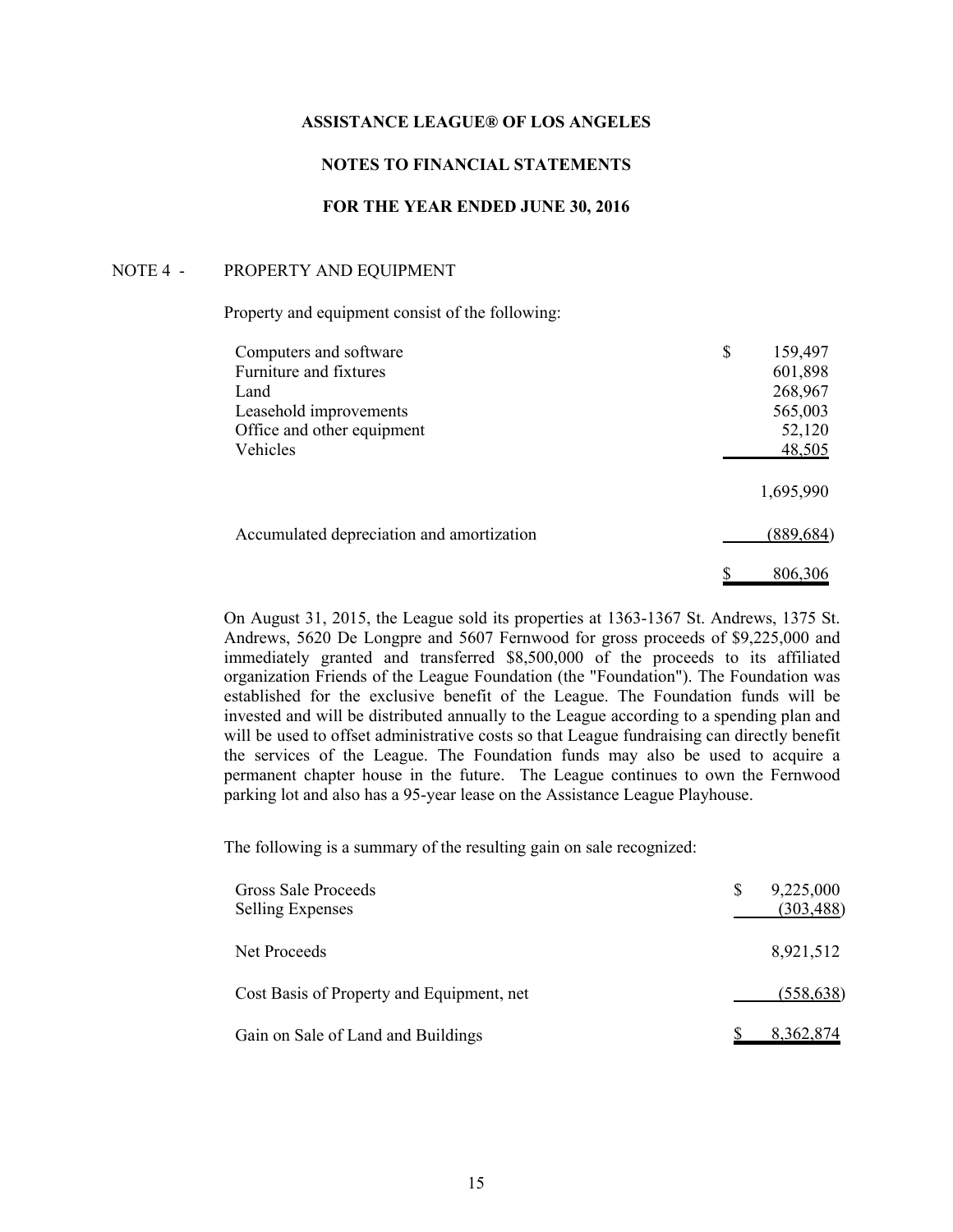# ASSISTANCE LEAGUE® OF LOS ANGELES

## NOTES TO FINANCIAL STATEMENTS

## FOR THE YEAR ENDED JUNE 30, 2016

### NOTE 4 - PROPERTY AND EQUIPMENT

Property and equipment consist of the following:

| | |
|---|---|
| Computers and software | $ 159,497 |
| Furniture and fixtures | 601,898 |
| Land | 268,967 |
| Leasehold improvements | 565,003 |
| Office and other equipment | 52,120 |
| Vehicles | 48,505 |
| | 1,695,990 |
| Accumulated depreciation and amortization | (889,684) |
| | $ 806,306 |

On August 31, 2015, the League sold its properties at 1363-1367 St. Andrews, 1375 St. Andrews, 5620 De Longpre and 5607 Fernwood for gross proceeds of $9,225,000 and immediately granted and transferred $8,500,000 of the proceeds to its affiliated organization Friends of the League Foundation (the "Foundation"). The Foundation was established for the exclusive benefit of the League. The Foundation funds will be invested and will be distributed annually to the League according to a spending plan and will be used to offset administrative costs so that League fundraising can directly benefit the services of the League. The Foundation funds may also be used to acquire a permanent chapter house in the future. The League continues to own the Fernwood parking lot and also has a 95-year lease on the Assistance League Playhouse.

The following is a summary of the resulting gain on sale recognized:

| | |
|---|---|
| Gross Sale Proceeds | $ 9,225,000 |
| Selling Expenses | (303,488) |
| Net Proceeds | 8,921,512 |
| Cost Basis of Property and Equipment, net | (558,638) |
| Gain on Sale of Land and Buildings | $ 8,362,874 |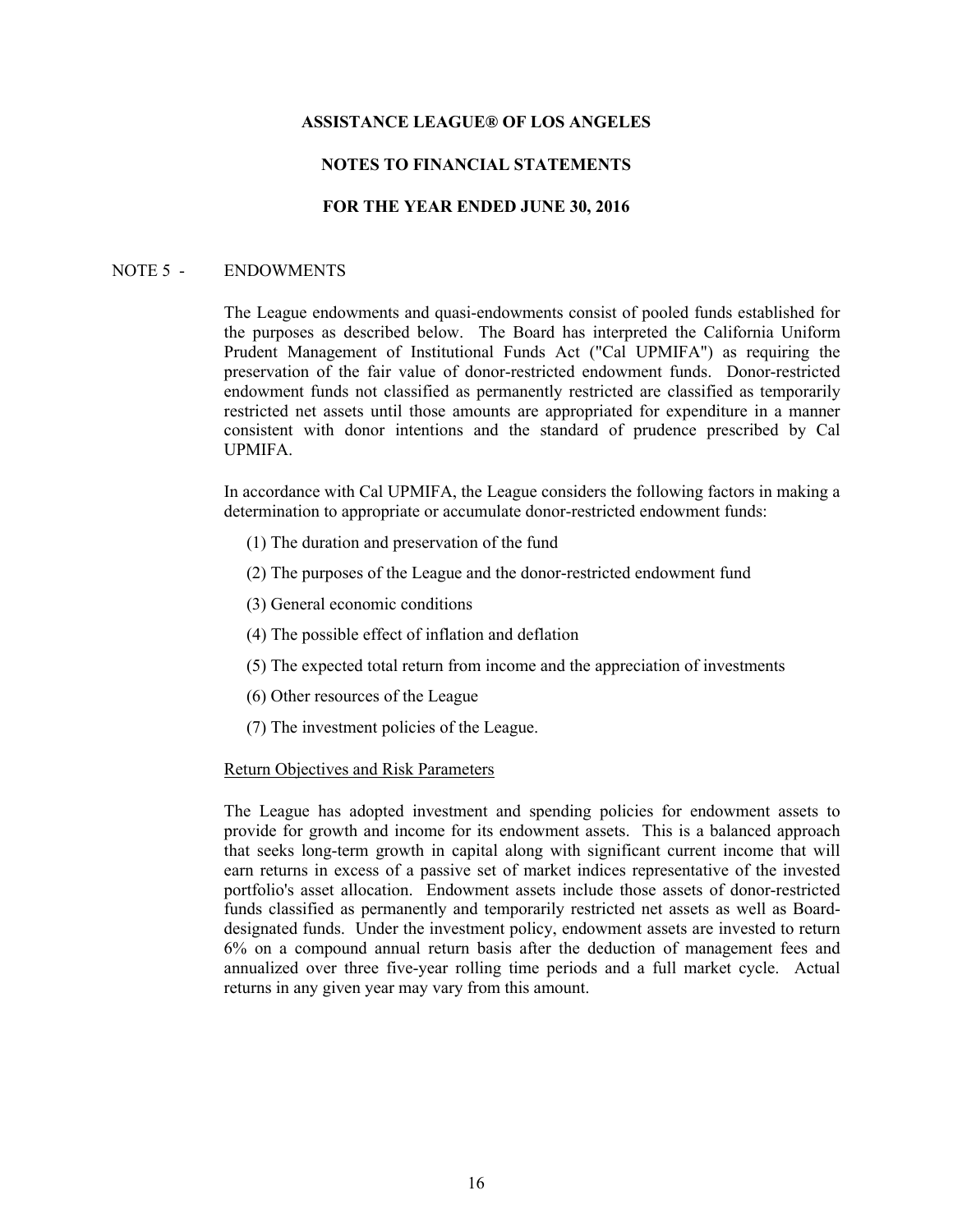**ASSISTANCE LEAGUE® OF LOS ANGELES**

**NOTES TO FINANCIAL STATEMENTS**

**FOR THE YEAR ENDED JUNE 30, 2016**

NOTE 5 - ENDOWMENTS

The League endowments and quasi-endowments consist of pooled funds established for the purposes as described below. The Board has interpreted the California Uniform Prudent Management of Institutional Funds Act ("Cal UPMIFA") as requiring the preservation of the fair value of donor-restricted endowment funds. Donor-restricted endowment funds not classified as permanently restricted are classified as temporarily restricted net assets until those amounts are appropriated for expenditure in a manner consistent with donor intentions and the standard of prudence prescribed by Cal UPMIFA.

In accordance with Cal UPMIFA, the League considers the following factors in making a determination to appropriate or accumulate donor-restricted endowment funds:

(1) The duration and preservation of the fund

(2) The purposes of the League and the donor-restricted endowment fund

(3) General economic conditions

(4) The possible effect of inflation and deflation

(5) The expected total return from income and the appreciation of investments

(6) Other resources of the League

(7) The investment policies of the League.

Return Objectives and Risk Parameters

The League has adopted investment and spending policies for endowment assets to provide for growth and income for its endowment assets. This is a balanced approach that seeks long-term growth in capital along with significant current income that will earn returns in excess of a passive set of market indices representative of the invested portfolio's asset allocation. Endowment assets include those assets of donor-restricted funds classified as permanently and temporarily restricted net assets as well as Board-designated funds. Under the investment policy, endowment assets are invested to return 6% on a compound annual return basis after the deduction of management fees and annualized over three five-year rolling time periods and a full market cycle. Actual returns in any given year may vary from this amount.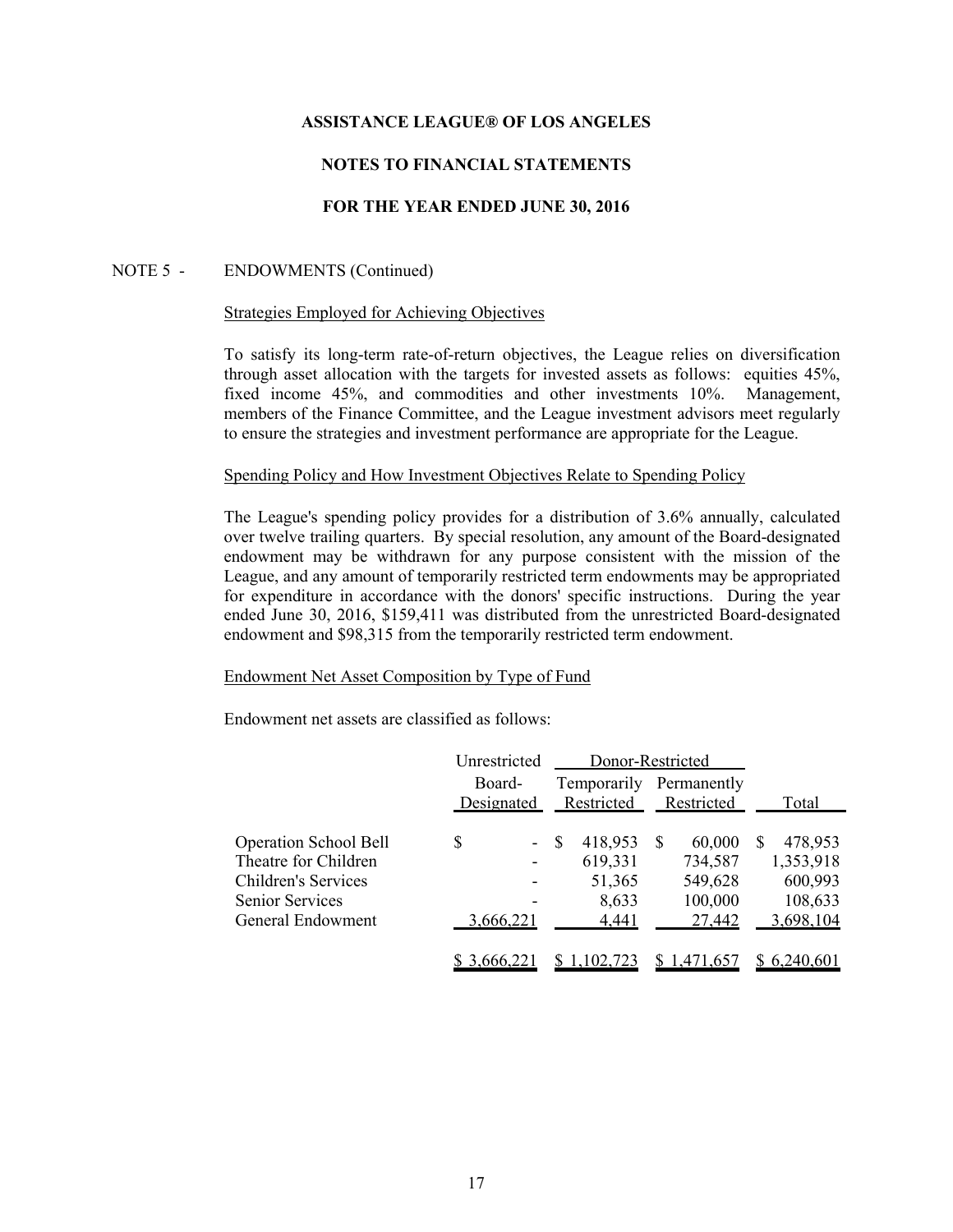# ASSISTANCE LEAGUE® OF LOS ANGELES

## NOTES TO FINANCIAL STATEMENTS

## FOR THE YEAR ENDED JUNE 30, 2016

NOTE 5 - ENDOWMENTS (Continued)

Strategies Employed for Achieving Objectives

To satisfy its long-term rate-of-return objectives, the League relies on diversification through asset allocation with the targets for invested assets as follows: equities 45%, fixed income 45%, and commodities and other investments 10%. Management, members of the Finance Committee, and the League investment advisors meet regularly to ensure the strategies and investment performance are appropriate for the League.

Spending Policy and How Investment Objectives Relate to Spending Policy

The League's spending policy provides for a distribution of 3.6% annually, calculated over twelve trailing quarters. By special resolution, any amount of the Board-designated endowment may be withdrawn for any purpose consistent with the mission of the League, and any amount of temporarily restricted term endowments may be appropriated for expenditure in accordance with the donors' specific instructions. During the year ended June 30, 2016, $159,411 was distributed from the unrestricted Board-designated endowment and $98,315 from the temporarily restricted term endowment.

Endowment Net Asset Composition by Type of Fund

Endowment net assets are classified as follows:

| | Unrestricted | Donor-Restricted | | |
|---|---|---|---|---|
| | Board-Designated | Temporarily Restricted | Permanently Restricted | Total |
| Operation School Bell | $ - | $ 418,953 | $ 60,000 | $ 478,953 |
| Theatre for Children | - | 619,331 | 734,587 | 1,353,918 |
| Children's Services | - | 51,365 | 549,628 | 600,993 |
| Senior Services | - | 8,633 | 100,000 | 108,633 |
| General Endowment | 3,666,221 | 4,441 | 27,442 | 3,698,104 |
| | $ 3,666,221 | $ 1,102,723 | $ 1,471,657 | $ 6,240,601 |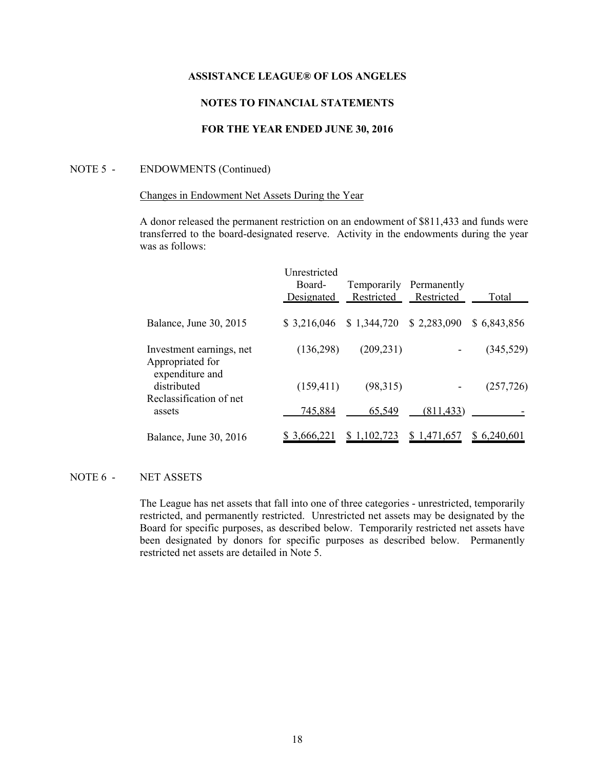ASSISTANCE LEAGUE® OF LOS ANGELES

NOTES TO FINANCIAL STATEMENTS

FOR THE YEAR ENDED JUNE 30, 2016

NOTE 5 - ENDOWMENTS (Continued)

Changes in Endowment Net Assets During the Year

A donor released the permanent restriction on an endowment of $811,433 and funds were transferred to the board-designated reserve. Activity in the endowments during the year was as follows:

| | Unrestricted Board-Designated | Temporarily Restricted | Permanently Restricted | Total |
|---|---|---|---|---|
| Balance, June 30, 2015 | $ 3,216,046 | $ 1,344,720 | $ 2,283,090 | $ 6,843,856 |
| Investment earnings, net | (136,298) | (209,231) | - | (345,529) |
| Appropriated for expenditure and distributed | (159,411) | (98,315) | - | (257,726) |
| Reclassification of net assets | 745,884 | 65,549 | (811,433) | - |
| Balance, June 30, 2016 | $ 3,666,221 | $ 1,102,723 | $ 1,471,657 | $ 6,240,601 |

NOTE 6 - NET ASSETS

The League has net assets that fall into one of three categories - unrestricted, temporarily restricted, and permanently restricted. Unrestricted net assets may be designated by the Board for specific purposes, as described below. Temporarily restricted net assets have been designated by donors for specific purposes as described below. Permanently restricted net assets are detailed in Note 5.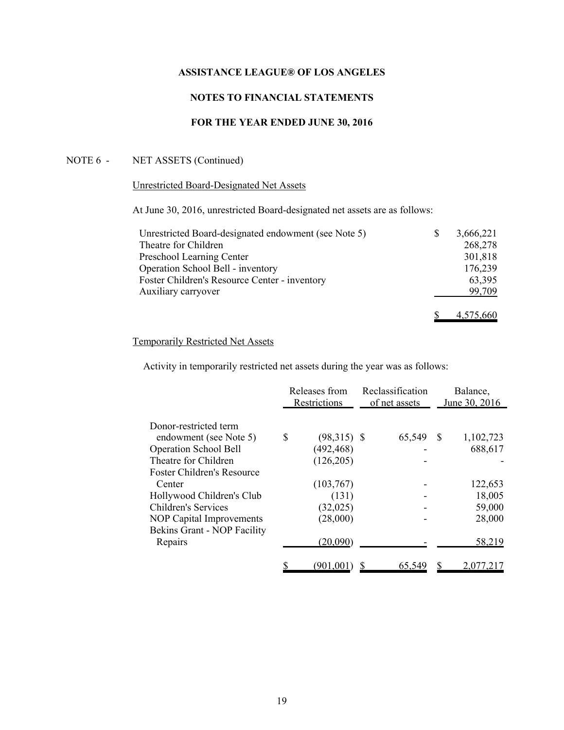# ASSISTANCE LEAGUE® OF LOS ANGELES

## NOTES TO FINANCIAL STATEMENTS

## FOR THE YEAR ENDED JUNE 30, 2016

NOTE 6 - NET ASSETS (Continued)

Unrestricted Board-Designated Net Assets

At June 30, 2016, unrestricted Board-designated net assets are as follows:

| | |
|---|---|
| Unrestricted Board-designated endowment (see Note 5) | $ 3,666,221 |
| Theatre for Children | 268,278 |
| Preschool Learning Center | 301,818 |
| Operation School Bell - inventory | 176,239 |
| Foster Children's Resource Center - inventory | 63,395 |
| Auxiliary carryover | 99,709 |
| | $ 4,575,660 |

Temporarily Restricted Net Assets

Activity in temporarily restricted net assets during the year was as follows:

| | Releases from Restrictions | Reclassification of net assets | Balance, June 30, 2016 |
|---|---|---|---|
| Donor-restricted term endowment (see Note 5) | $ (98,315) | $ 65,549 | $ 1,102,723 |
| Operation School Bell | (492,468) | - | 688,617 |
| Theatre for Children | (126,205) | - | - |
| Foster Children's Resource Center | (103,767) | - | 122,653 |
| Hollywood Children's Club | (131) | - | 18,005 |
| Children's Services | (32,025) | - | 59,000 |
| NOP Capital Improvements | (28,000) | - | 28,000 |
| Bekins Grant - NOP Facility Repairs | (20,090) | - | 58,219 |
| | $ (901,001) | $ 65,549 | $ 2,077,217 |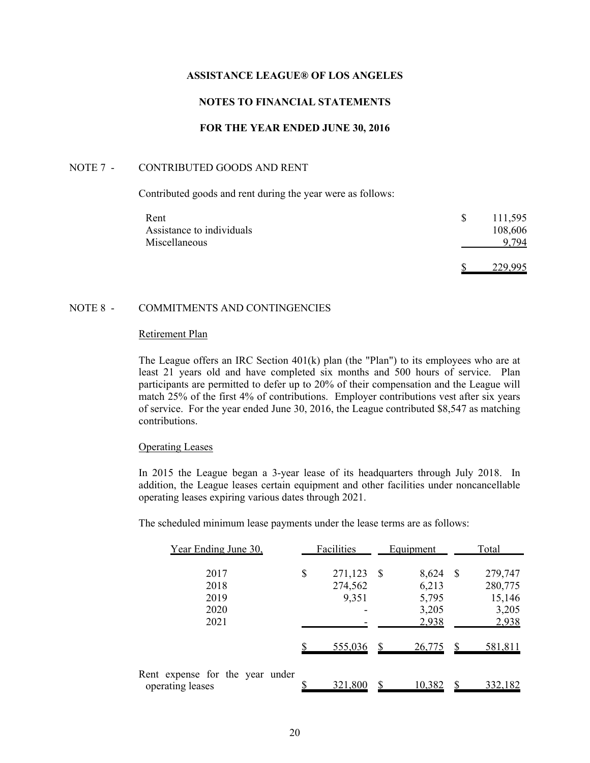**ASSISTANCE LEAGUE® OF LOS ANGELES**

**NOTES TO FINANCIAL STATEMENTS**

**FOR THE YEAR ENDED JUNE 30, 2016**

NOTE 7 - CONTRIBUTED GOODS AND RENT

Contributed goods and rent during the year were as follows:

| | |
|---|---|
| Rent | $ 111,595 |
| Assistance to individuals | 108,606 |
| Miscellaneous | 9,794 |
| | $ 229,995 |

NOTE 8 - COMMITMENTS AND CONTINGENCIES

Retirement Plan

The League offers an IRC Section 401(k) plan (the "Plan") to its employees who are at least 21 years old and have completed six months and 500 hours of service. Plan participants are permitted to defer up to 20% of their compensation and the League will match 25% of the first 4% of contributions. Employer contributions vest after six years of service. For the year ended June 30, 2016, the League contributed $8,547 as matching contributions.

Operating Leases

In 2015 the League began a 3-year lease of its headquarters through July 2018. In addition, the League leases certain equipment and other facilities under noncancellable operating leases expiring various dates through 2021.

The scheduled minimum lease payments under the lease terms are as follows:

| Year Ending June 30, | Facilities | Equipment | Total |
|---|---|---|---|
| 2017 | $ 271,123 | $ 8,624 | $ 279,747 |
| 2018 | 274,562 | 6,213 | 280,775 |
| 2019 | 9,351 | 5,795 | 15,146 |
| 2020 | - | 3,205 | 3,205 |
| 2021 | - | 2,938 | 2,938 |
| | $ 555,036 | $ 26,775 | $ 581,811 |
| Rent expense for the year under operating leases | $ 321,800 | $ 10,382 | $ 332,182 |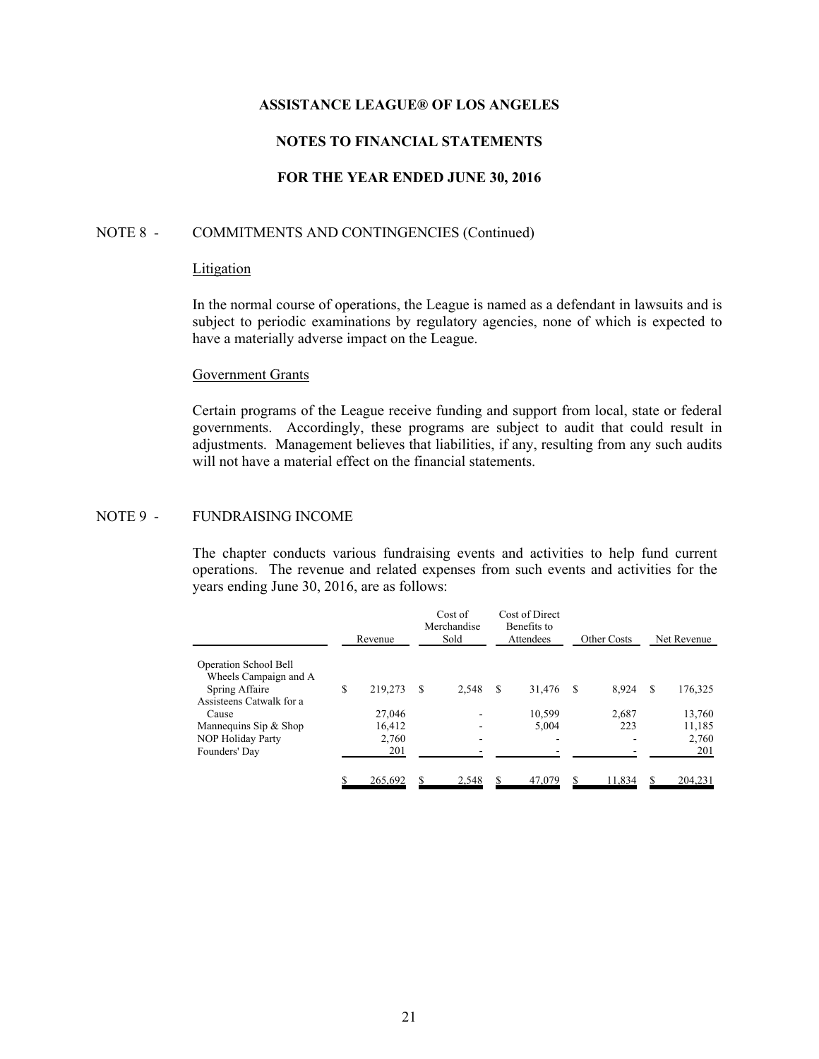**ASSISTANCE LEAGUE® OF LOS ANGELES**

**NOTES TO FINANCIAL STATEMENTS**

**FOR THE YEAR ENDED JUNE 30, 2016**

NOTE 8 - COMMITMENTS AND CONTINGENCIES (Continued)

Litigation

In the normal course of operations, the League is named as a defendant in lawsuits and is subject to periodic examinations by regulatory agencies, none of which is expected to have a materially adverse impact on the League.

Government Grants

Certain programs of the League receive funding and support from local, state or federal governments. Accordingly, these programs are subject to audit that could result in adjustments. Management believes that liabilities, if any, resulting from any such audits will not have a material effect on the financial statements.

NOTE 9 - FUNDRAISING INCOME

The chapter conducts various fundraising events and activities to help fund current operations. The revenue and related expenses from such events and activities for the years ending June 30, 2016, are as follows:

| | Revenue | Cost of Merchandise Sold | Cost of Direct Benefits to Attendees | Other Costs | Net Revenue |
|---|---|---|---|---|---|
| Operation School Bell Wheels Campaign and A Spring Affaire | $ 219,273 | $ 2,548 | $ 31,476 | $ 8,924 | $ 176,325 |
| Assisteens Catwalk for a Cause | 27,046 | - | 10,599 | 2,687 | 13,760 |
| Mannequins Sip & Shop | 16,412 | - | 5,004 | 223 | 11,185 |
| NOP Holiday Party | 2,760 | - | - | - | 2,760 |
| Founders' Day | 201 | - | - | - | 201 |
| | $ 265,692 | $ 2,548 | $ 47,079 | $ 11,834 | $ 204,231 |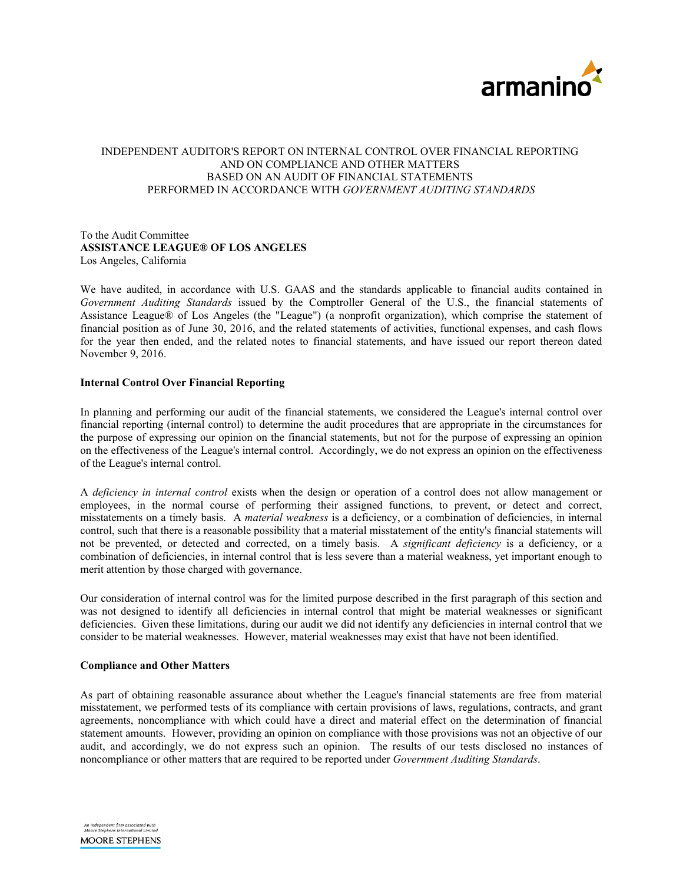# INDEPENDENT AUDITOR'S REPORT ON INTERNAL CONTROL OVER FINANCIAL REPORTING AND ON COMPLIANCE AND OTHER MATTERS BASED ON AN AUDIT OF FINANCIAL STATEMENTS PERFORMED IN ACCORDANCE WITH *GOVERNMENT AUDITING STANDARDS*

To the Audit Committee
**ASSISTANCE LEAGUE® OF LOS ANGELES**
Los Angeles, California

We have audited, in accordance with U.S. GAAS and the standards applicable to financial audits contained in *Government Auditing Standards* issued by the Comptroller General of the U.S., the financial statements of Assistance League® of Los Angeles (the "League") (a nonprofit organization), which comprise the statement of financial position as of June 30, 2016, and the related statements of activities, functional expenses, and cash flows for the year then ended, and the related notes to financial statements, and have issued our report thereon dated November 9, 2016.

## Internal Control Over Financial Reporting

In planning and performing our audit of the financial statements, we considered the League's internal control over financial reporting (internal control) to determine the audit procedures that are appropriate in the circumstances for the purpose of expressing our opinion on the financial statements, but not for the purpose of expressing an opinion on the effectiveness of the League's internal control. Accordingly, we do not express an opinion on the effectiveness of the League's internal control.

A *deficiency in internal control* exists when the design or operation of a control does not allow management or employees, in the normal course of performing their assigned functions, to prevent, or detect and correct, misstatements on a timely basis. A *material weakness* is a deficiency, or a combination of deficiencies, in internal control, such that there is a reasonable possibility that a material misstatement of the entity's financial statements will not be prevented, or detected and corrected, on a timely basis. A *significant deficiency* is a deficiency, or a combination of deficiencies, in internal control that is less severe than a material weakness, yet important enough to merit attention by those charged with governance.

Our consideration of internal control was for the limited purpose described in the first paragraph of this section and was not designed to identify all deficiencies in internal control that might be material weaknesses or significant deficiencies. Given these limitations, during our audit we did not identify any deficiencies in internal control that we consider to be material weaknesses. However, material weaknesses may exist that have not been identified.

## Compliance and Other Matters

As part of obtaining reasonable assurance about whether the League's financial statements are free from material misstatement, we performed tests of its compliance with certain provisions of laws, regulations, contracts, and grant agreements, noncompliance with which could have a direct and material effect on the determination of financial statement amounts. However, providing an opinion on compliance with those provisions was not an objective of our audit, and accordingly, we do not express such an opinion. The results of our tests disclosed no instances of noncompliance or other matters that are required to be reported under *Government Auditing Standards*.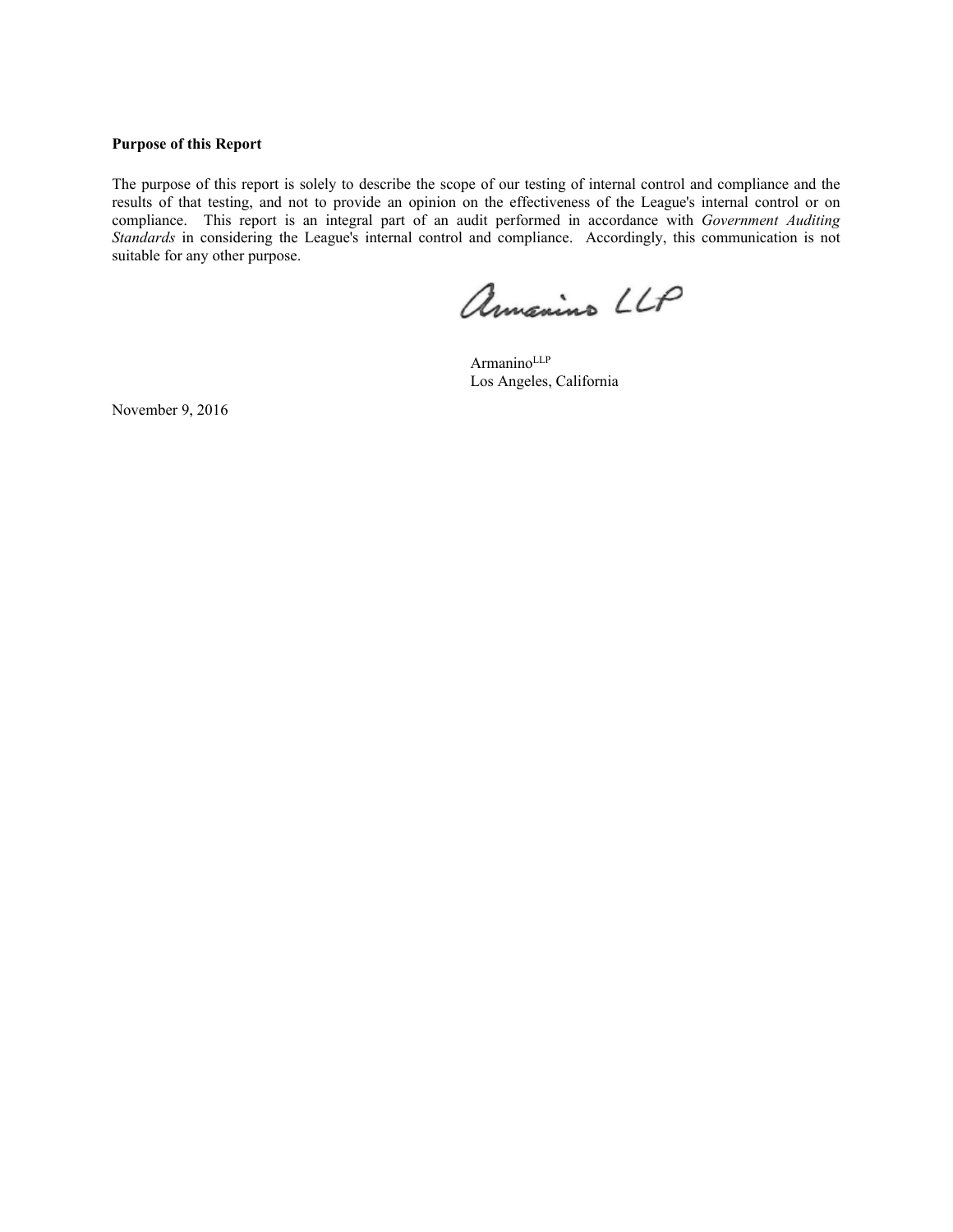**Purpose of this Report**

The purpose of this report is solely to describe the scope of our testing of internal control and compliance and the results of that testing, and not to provide an opinion on the effectiveness of the League's internal control or on compliance. This report is an integral part of an audit performed in accordance with *Government Auditing Standards* in considering the League's internal control and compliance. Accordingly, this communication is not suitable for any other purpose.

Armanino LLP

Armanino[LLP]
Los Angeles, California

November 9, 2016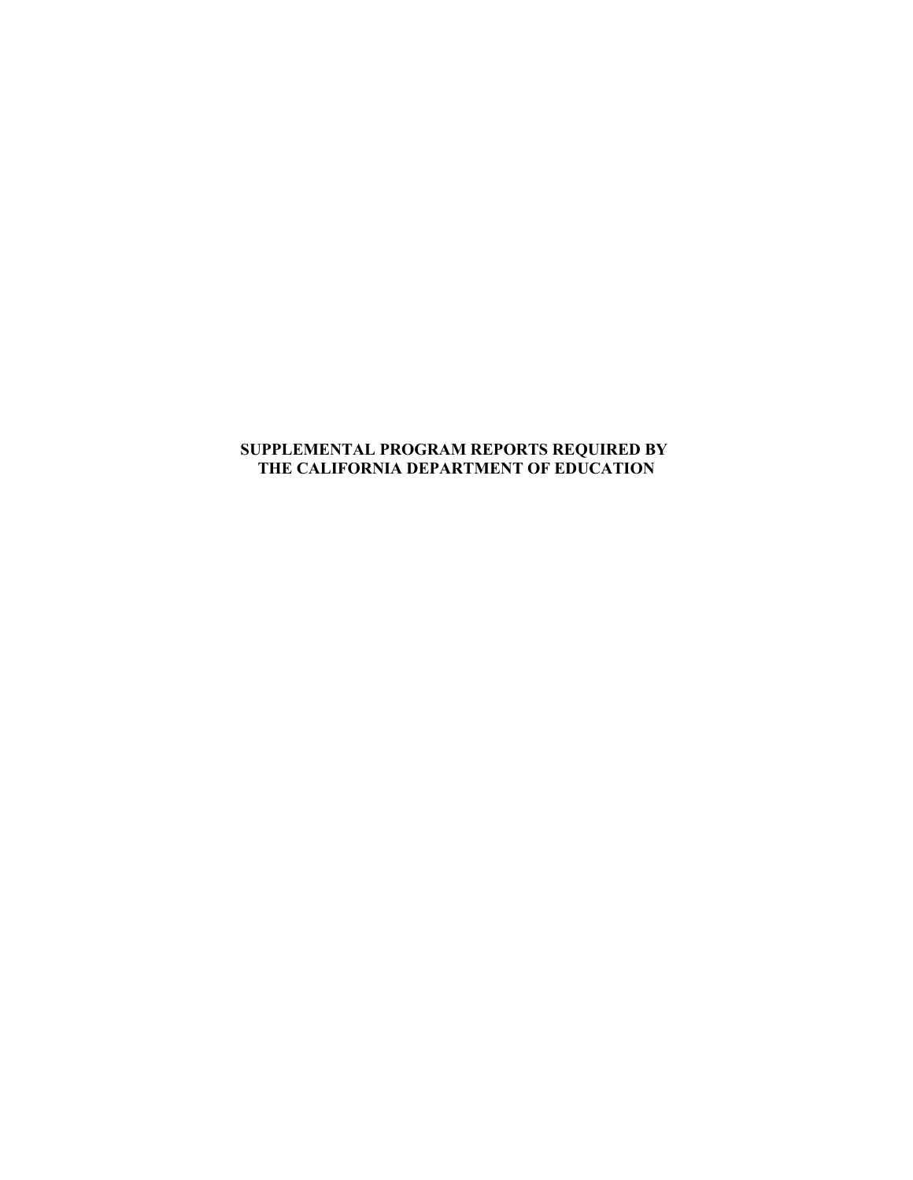**SUPPLEMENTAL PROGRAM REPORTS REQUIRED BY THE CALIFORNIA DEPARTMENT OF EDUCATION**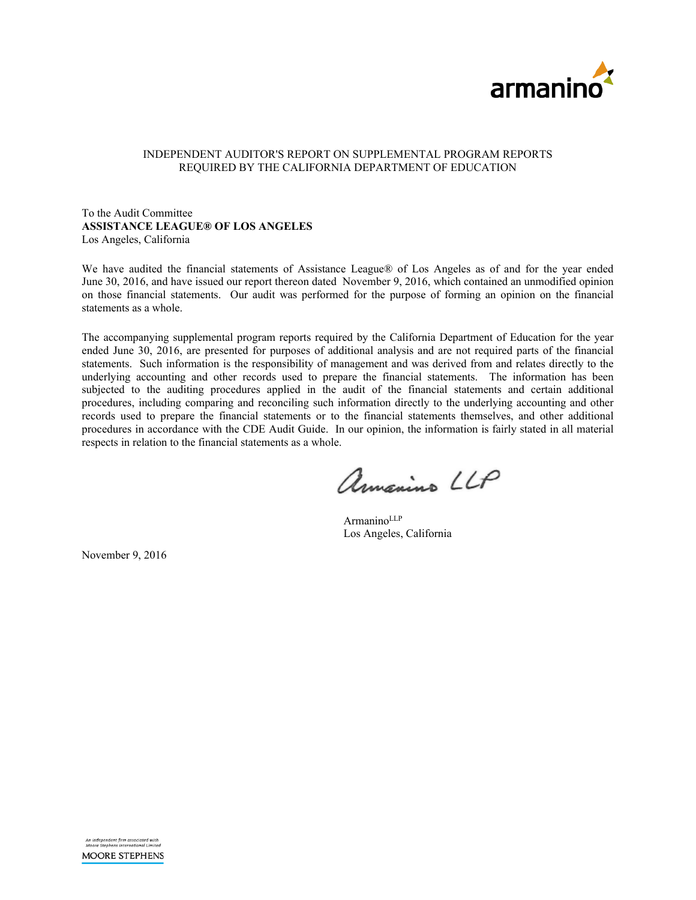armanino

INDEPENDENT AUDITOR'S REPORT ON SUPPLEMENTAL PROGRAM REPORTS
REQUIRED BY THE CALIFORNIA DEPARTMENT OF EDUCATION

To the Audit Committee
**ASSISTANCE LEAGUE® OF LOS ANGELES**
Los Angeles, California

We have audited the financial statements of Assistance League® of Los Angeles as of and for the year ended June 30, 2016, and have issued our report thereon dated November 9, 2016, which contained an unmodified opinion on those financial statements. Our audit was performed for the purpose of forming an opinion on the financial statements as a whole.

The accompanying supplemental program reports required by the California Department of Education for the year ended June 30, 2016, are presented for purposes of additional analysis and are not required parts of the financial statements. Such information is the responsibility of management and was derived from and relates directly to the underlying accounting and other records used to prepare the financial statements. The information has been subjected to the auditing procedures applied in the audit of the financial statements and certain additional procedures, including comparing and reconciling such information directly to the underlying accounting and other records used to prepare the financial statements or to the financial statements themselves, and other additional procedures in accordance with the CDE Audit Guide. In our opinion, the information is fairly stated in all material respects in relation to the financial statements as a whole.

Armanino LLP

Armanino LLP
Los Angeles, California

November 9, 2016

An independent firm associated with Moore Stephens International Limited
MOORE STEPHENS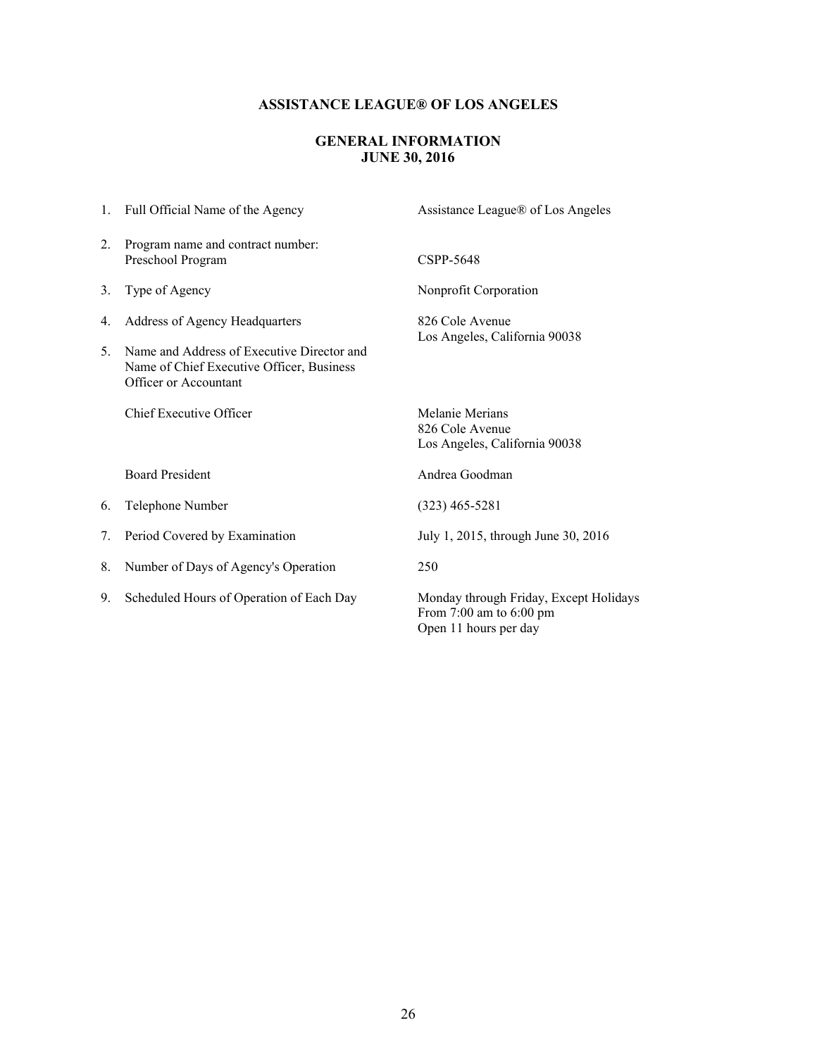# ASSISTANCE LEAGUE® OF LOS ANGELES

## GENERAL INFORMATION
## JUNE 30, 2016

| | | |
|---|---|---|
| 1. | Full Official Name of the Agency | Assistance League® of Los Angeles |
| 2. | Program name and contract number:<br>Preschool Program | CSPP-5648 |
| 3. | Type of Agency | Nonprofit Corporation |
| 4. | Address of Agency Headquarters | 826 Cole Avenue<br>Los Angeles, California 90038 |
| 5. | Name and Address of Executive Director and Name of Chief Executive Officer, Business Officer or Accountant | |
| | Chief Executive Officer | Melanie Merians<br>826 Cole Avenue<br>Los Angeles, California 90038 |
| | Board President | Andrea Goodman |
| 6. | Telephone Number | (323) 465-5281 |
| 7. | Period Covered by Examination | July 1, 2015, through June 30, 2016 |
| 8. | Number of Days of Agency's Operation | 250 |
| 9. | Scheduled Hours of Operation of Each Day | Monday through Friday, Except Holidays<br>From 7:00 am to 6:00 pm<br>Open 11 hours per day |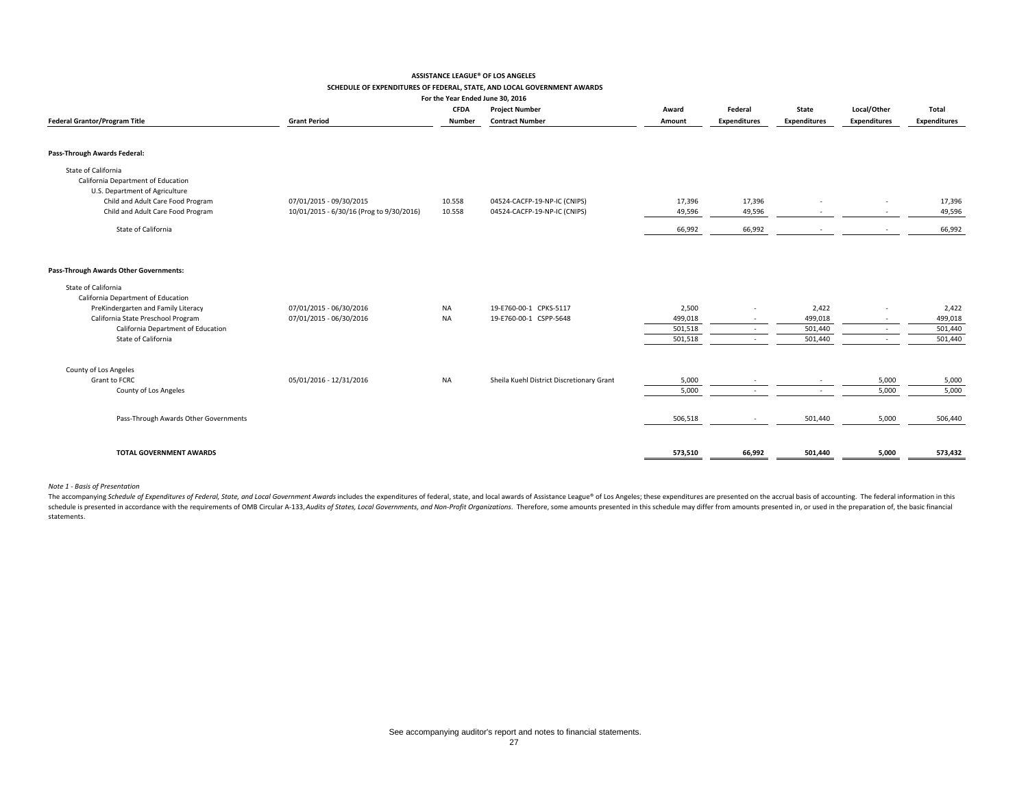**ASSISTANCE LEAGUE® OF LOS ANGELES**
**SCHEDULE OF EXPENDITURES OF FEDERAL, STATE, AND LOCAL GOVERNMENT AWARDS**
**For the Year Ended June 30, 2016**

| Federal Grantor/Program Title | Grant Period | CFDA Number | Project Number Contract Number | Award Amount | Federal Expenditures | State Expenditures | Local/Other Expenditures | Total Expenditures |
|---|---|---|---|---|---|---|---|---|
| **Pass-Through Awards Federal:** | | | | | | | | |
| State of California | | | | | | | | |
| California Department of Education | | | | | | | | |
| U.S. Department of Agriculture | | | | | | | | |
| Child and Adult Care Food Program | 07/01/2015 - 09/30/2015 | 10.558 | 04524-CACFP-19-NP-IC (CNIPS) | 17,396 | 17,396 | - | - | 17,396 |
| Child and Adult Care Food Program | 10/01/2015 - 6/30/16 (Prog to 9/30/2016) | 10.558 | 04524-CACFP-19-NP-IC (CNIPS) | 49,596 | 49,596 | - | - | 49,596 |
| State of California | | | | 66,992 | 66,992 | - | - | 66,992 |
| **Pass-Through Awards Other Governments:** | | | | | | | | |
| State of California | | | | | | | | |
| California Department of Education | | | | | | | | |
| PreKindergarten and Family Literacy | 07/01/2015 - 06/30/2016 | NA | 19-E760-00-1 CPKS-5117 | 2,500 | - | 2,422 | - | 2,422 |
| California State Preschool Program | 07/01/2015 - 06/30/2016 | NA | 19-E760-00-1 CSPP-5648 | 499,018 | - | 499,018 | - | 499,018 |
| California Department of Education | | | | 501,518 | - | 501,440 | - | 501,440 |
| State of California | | | | 501,518 | - | 501,440 | - | 501,440 |
| County of Los Angeles | | | | | | | | |
| Grant to FCRC | 05/01/2016 - 12/31/2016 | NA | Sheila Kuehl District Discretionary Grant | 5,000 | - | - | 5,000 | 5,000 |
| County of Los Angeles | | | | 5,000 | - | - | 5,000 | 5,000 |
| Pass-Through Awards Other Governments | | | | 506,518 | - | 501,440 | 5,000 | 506,440 |
| **TOTAL GOVERNMENT AWARDS** | | | | **573,510** | **66,992** | **501,440** | **5,000** | **573,432** |

*Note 1 - Basis of Presentation*

The accompanying *Schedule of Expenditures of Federal, State, and Local Government Awards* includes the expenditures of federal, state, and local awards of Assistance League® of Los Angeles; these expenditures are presented on the accrual basis of accounting. The federal information in this schedule is presented in accordance with the requirements of OMB Circular A-133, *Audits of States, Local Governments, and Non-Profit Organizations*. Therefore, some amounts presented in this schedule may differ from amounts presented in, or used in the preparation of, the basic financial statements.

See accompanying auditor's report and notes to financial statements.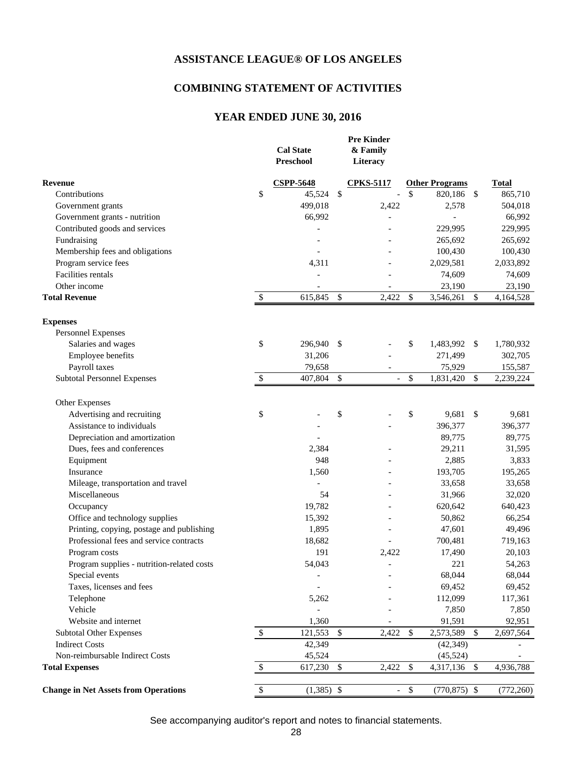# ASSISTANCE LEAGUE® OF LOS ANGELES

## COMBINING STATEMENT OF ACTIVITIES

## YEAR ENDED JUNE 30, 2016

| | Cal State Preschool | Pre Kinder & Family Literacy | | |
|---|---|---|---|---|
| **Revenue** | **CSPP-5648** | **CPKS-5117** | **Other Programs** | **Total** |
| Contributions | $ 45,524 | $ - | $ 820,186 | $ 865,710 |
| Government grants | 499,018 | 2,422 | 2,578 | 504,018 |
| Government grants - nutrition | 66,992 | - | - | 66,992 |
| Contributed goods and services | - | - | 229,995 | 229,995 |
| Fundraising | - | - | 265,692 | 265,692 |
| Membership fees and obligations | - | - | 100,430 | 100,430 |
| Program service fees | 4,311 | - | 2,029,581 | 2,033,892 |
| Facilities rentals | - | - | 74,609 | 74,609 |
| Other income | - | - | 23,190 | 23,190 |
| **Total Revenue** | $ 615,845 | $ 2,422 | $ 3,546,261 | $ 4,164,528 |
| **Expenses** | | | | |
| Personnel Expenses | | | | |
| Salaries and wages | $ 296,940 | $ - | $ 1,483,992 | $ 1,780,932 |
| Employee benefits | 31,206 | - | 271,499 | 302,705 |
| Payroll taxes | 79,658 | - | 75,929 | 155,587 |
| Subtotal Personnel Expenses | $ 407,804 | $ - | $ 1,831,420 | $ 2,239,224 |
| Other Expenses | | | | |
| Advertising and recruiting | $ - | $ - | $ 9,681 | $ 9,681 |
| Assistance to individuals | - | - | 396,377 | 396,377 |
| Depreciation and amortization | - | | 89,775 | 89,775 |
| Dues, fees and conferences | 2,384 | - | 29,211 | 31,595 |
| Equipment | 948 | - | 2,885 | 3,833 |
| Insurance | 1,560 | - | 193,705 | 195,265 |
| Mileage, transportation and travel | - | - | 33,658 | 33,658 |
| Miscellaneous | 54 | - | 31,966 | 32,020 |
| Occupancy | 19,782 | - | 620,642 | 640,423 |
| Office and technology supplies | 15,392 | - | 50,862 | 66,254 |
| Printing, copying, postage and publishing | 1,895 | - | 47,601 | 49,496 |
| Professional fees and service contracts | 18,682 | - | 700,481 | 719,163 |
| Program costs | 191 | 2,422 | 17,490 | 20,103 |
| Program supplies - nutrition-related costs | 54,043 | - | 221 | 54,263 |
| Special events | - | - | 68,044 | 68,044 |
| Taxes, licenses and fees | - | - | 69,452 | 69,452 |
| Telephone | 5,262 | - | 112,099 | 117,361 |
| Vehicle | - | - | 7,850 | 7,850 |
| Website and internet | 1,360 | - | 91,591 | 92,951 |
| Subtotal Other Expenses | $ 121,553 | $ 2,422 | $ 2,573,589 | $ 2,697,564 |
| Indirect Costs | 42,349 | | (42,349) | - |
| Non-reimbursable Indirect Costs | 45,524 | | (45,524) | - |
| **Total Expenses** | $ 617,230 | $ 2,422 | $ 4,317,136 | $ 4,936,788 |
| **Change in Net Assets from Operations** | $ (1,385) | $ - | $ (770,875) | $ (772,260) |

See accompanying auditor's report and notes to financial statements.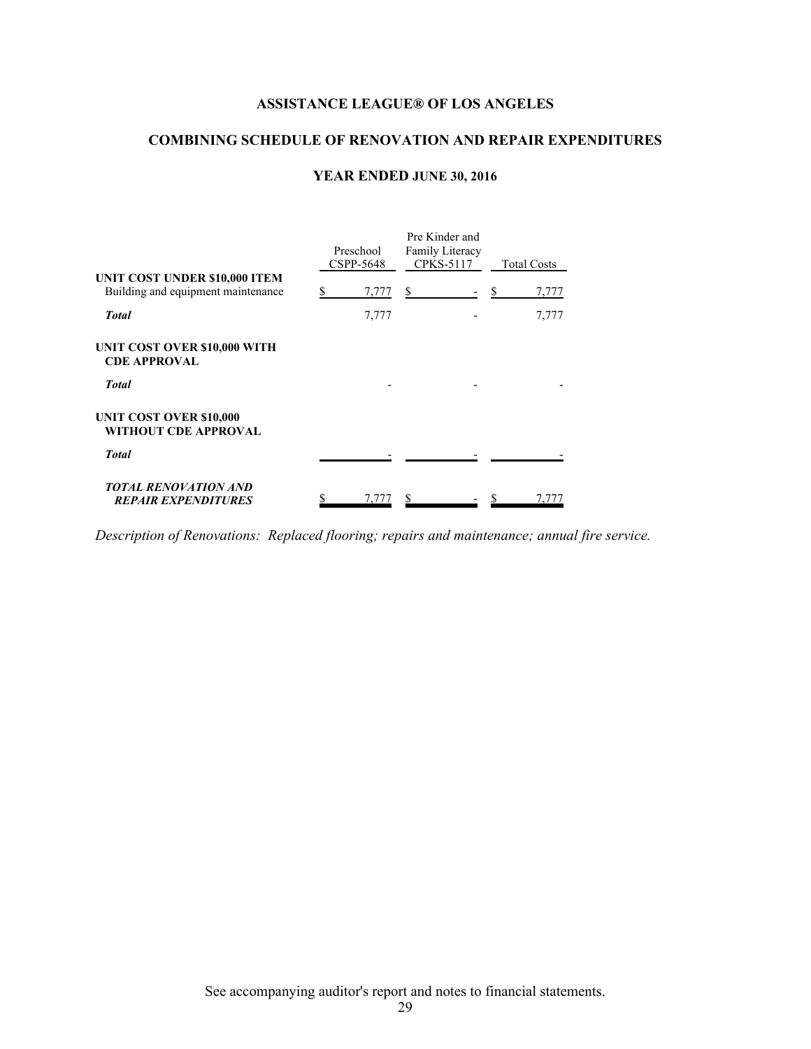# ASSISTANCE LEAGUE® OF LOS ANGELES

## COMBINING SCHEDULE OF RENOVATION AND REPAIR EXPENDITURES

### YEAR ENDED JUNE 30, 2016

| | Preschool CSPP-5648 | Pre Kinder and Family Literacy CPKS-5117 | Total Costs |
|---|---|---|---|
| **UNIT COST UNDER $10,000 ITEM** | | | |
| Building and equipment maintenance | $ 7,777 | $ - | $ 7,777 |
| ***Total*** | 7,777 | - | 7,777 |
| **UNIT COST OVER $10,000 WITH CDE APPROVAL** | | | |
| ***Total*** | - | - | - |
| **UNIT COST OVER $10,000 WITHOUT CDE APPROVAL** | | | |
| ***Total*** | - | - | - |
| ***TOTAL RENOVATION AND REPAIR EXPENDITURES*** | $ 7,777 | $ - | $ 7,777 |

*Description of Renovations: Replaced flooring; repairs and maintenance; annual fire service.*

See accompanying auditor's report and notes to financial statements.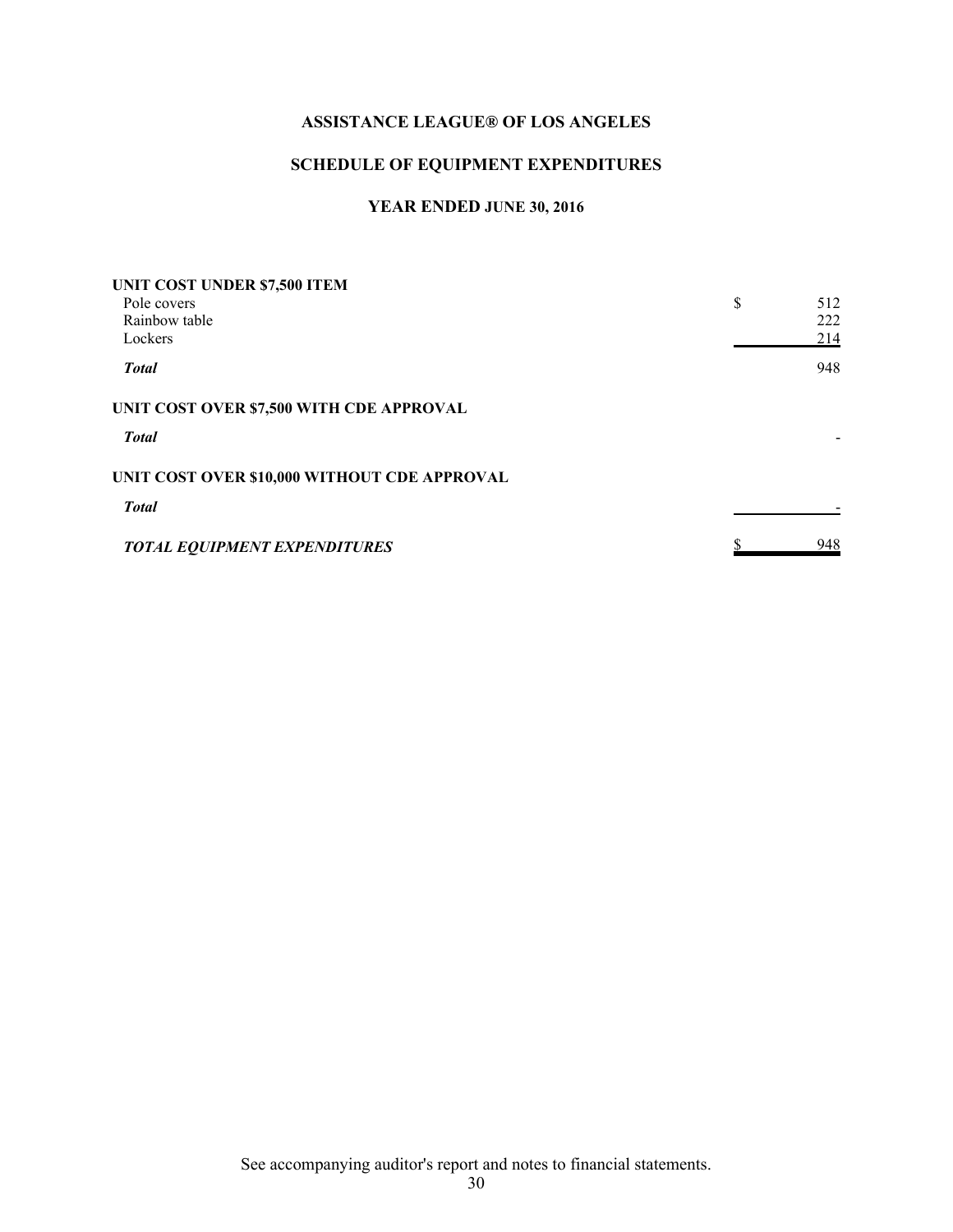**ASSISTANCE LEAGUE® OF LOS ANGELES**

**SCHEDULE OF EQUIPMENT EXPENDITURES**

**YEAR ENDED JUNE 30, 2016**

| | |
|---|---|
| **UNIT COST UNDER $7,500 ITEM** | |
| Pole covers | $ 512 |
| Rainbow table | 222 |
| Lockers | 214 |
| ***Total*** | 948 |
| **UNIT COST OVER $7,500 WITH CDE APPROVAL** | |
| ***Total*** | - |
| **UNIT COST OVER $10,000 WITHOUT CDE APPROVAL** | |
| ***Total*** | - |
| ***TOTAL EQUIPMENT EXPENDITURES*** | $ 948 |

See accompanying auditor's report and notes to financial statements.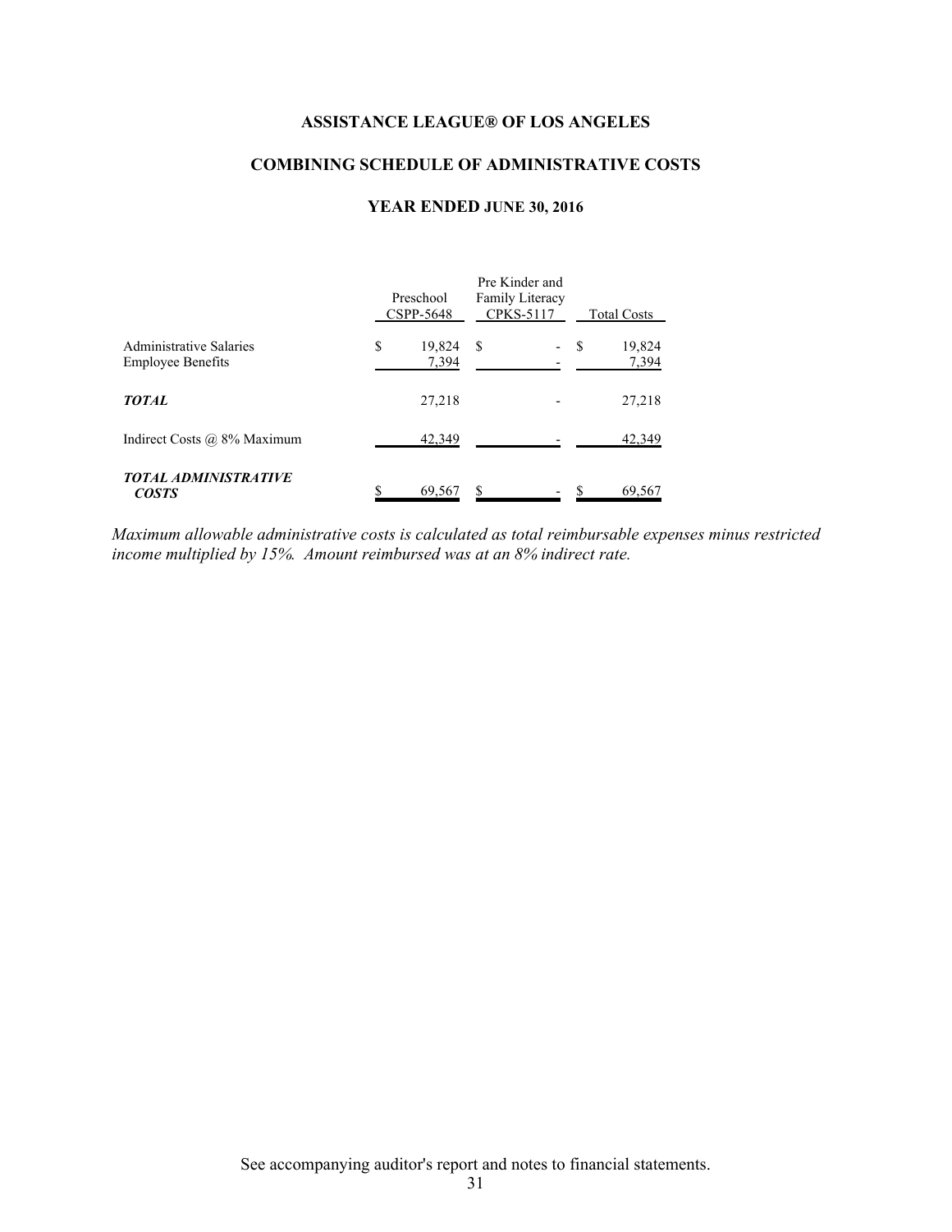# ASSISTANCE LEAGUE® OF LOS ANGELES

## COMBINING SCHEDULE OF ADMINISTRATIVE COSTS

### YEAR ENDED JUNE 30, 2016

| | Preschool CSPP-5648 | Pre Kinder and Family Literacy CPKS-5117 | Total Costs |
|---|---|---|---|
| Administrative Salaries | $ 19,824 | $ - | $ 19,824 |
| Employee Benefits | 7,394 | - | 7,394 |
| ***TOTAL*** | 27,218 | - | 27,218 |
| Indirect Costs @ 8% Maximum | 42,349 | - | 42,349 |
| ***TOTAL ADMINISTRATIVE COSTS*** | $ 69,567 | $ - | $ 69,567 |

*Maximum allowable administrative costs is calculated as total reimbursable expenses minus restricted income multiplied by 15%. Amount reimbursed was at an 8% indirect rate.*

See accompanying auditor's report and notes to financial statements.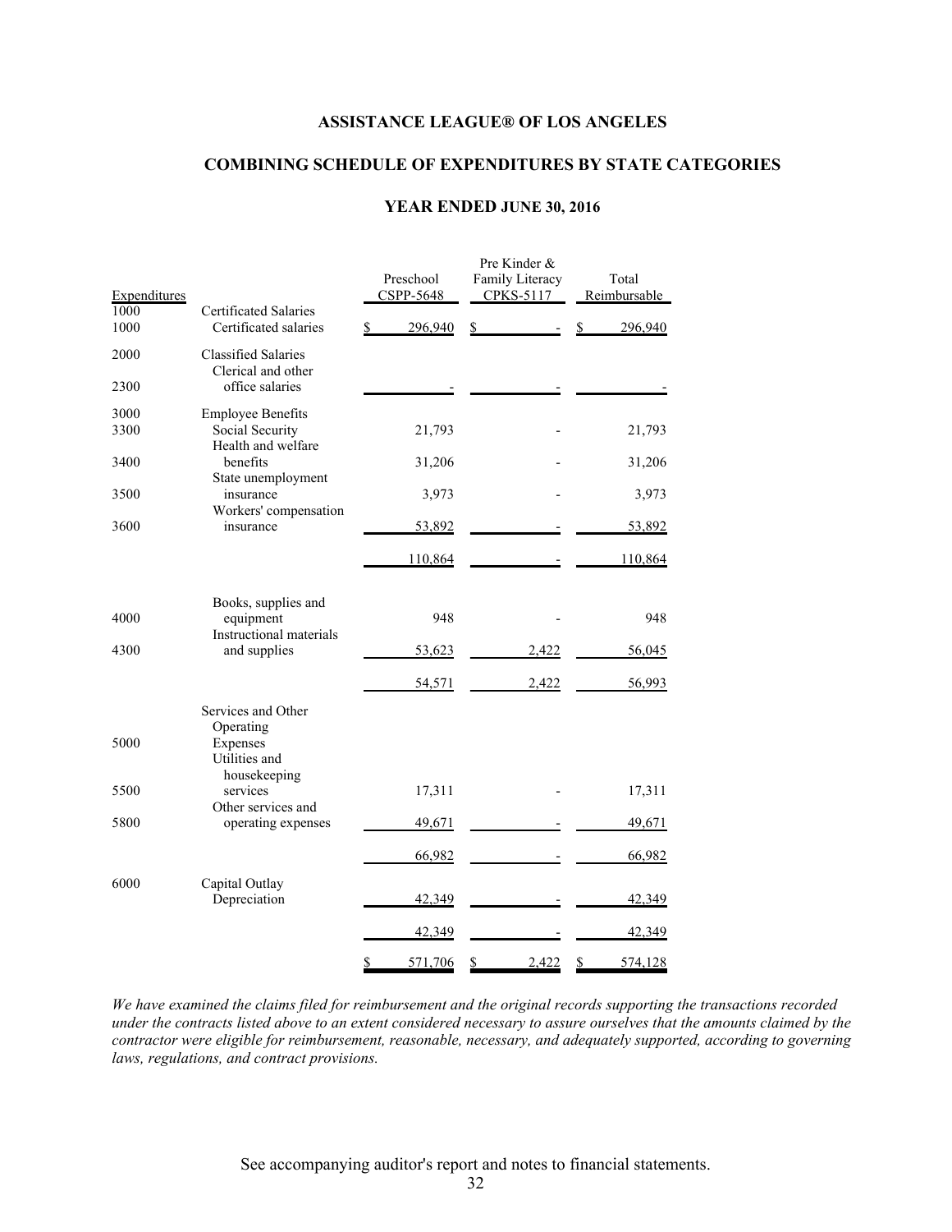**ASSISTANCE LEAGUE® OF LOS ANGELES**

**COMBINING SCHEDULE OF EXPENDITURES BY STATE CATEGORIES**

**YEAR ENDED JUNE 30, 2016**

| Expenditures | | Preschool CSPP-5648 | Pre Kinder & Family Literacy CPKS-5117 | Total Reimbursable |
|---|---|---|---|---|
| 1000 | Certificated Salaries | | | |
| 1000 | Certificated salaries | $ 296,940 | $ - | $ 296,940 |
| 2000 | Classified Salaries | | | |
| 2300 | Clerical and other office salaries | - | - | - |
| 3000 | Employee Benefits | | | |
| 3300 | Social Security | 21,793 | - | 21,793 |
| 3400 | Health and welfare benefits | 31,206 | - | 31,206 |
| 3500 | State unemployment insurance | 3,973 | - | 3,973 |
| 3600 | Workers' compensation insurance | 53,892 | - | 53,892 |
| | | 110,864 | - | 110,864 |
| 4000 | Books, supplies and equipment | 948 | - | 948 |
| 4300 | Instructional materials and supplies | 53,623 | 2,422 | 56,045 |
| | | 54,571 | 2,422 | 56,993 |
| 5000 | Services and Other Operating Expenses | | | |
| 5500 | Utilities and housekeeping services | 17,311 | - | 17,311 |
| 5800 | Other services and operating expenses | 49,671 | - | 49,671 |
| | | 66,982 | - | 66,982 |
| 6000 | Capital Outlay | | | |
| | Depreciation | 42,349 | - | 42,349 |
| | | 42,349 | - | 42,349 |
| | | $ 571,706 | $ 2,422 | $ 574,128 |

*We have examined the claims filed for reimbursement and the original records supporting the transactions recorded under the contracts listed above to an extent considered necessary to assure ourselves that the amounts claimed by the contractor were eligible for reimbursement, reasonable, necessary, and adequately supported, according to governing laws, regulations, and contract provisions.*

See accompanying auditor's report and notes to financial statements.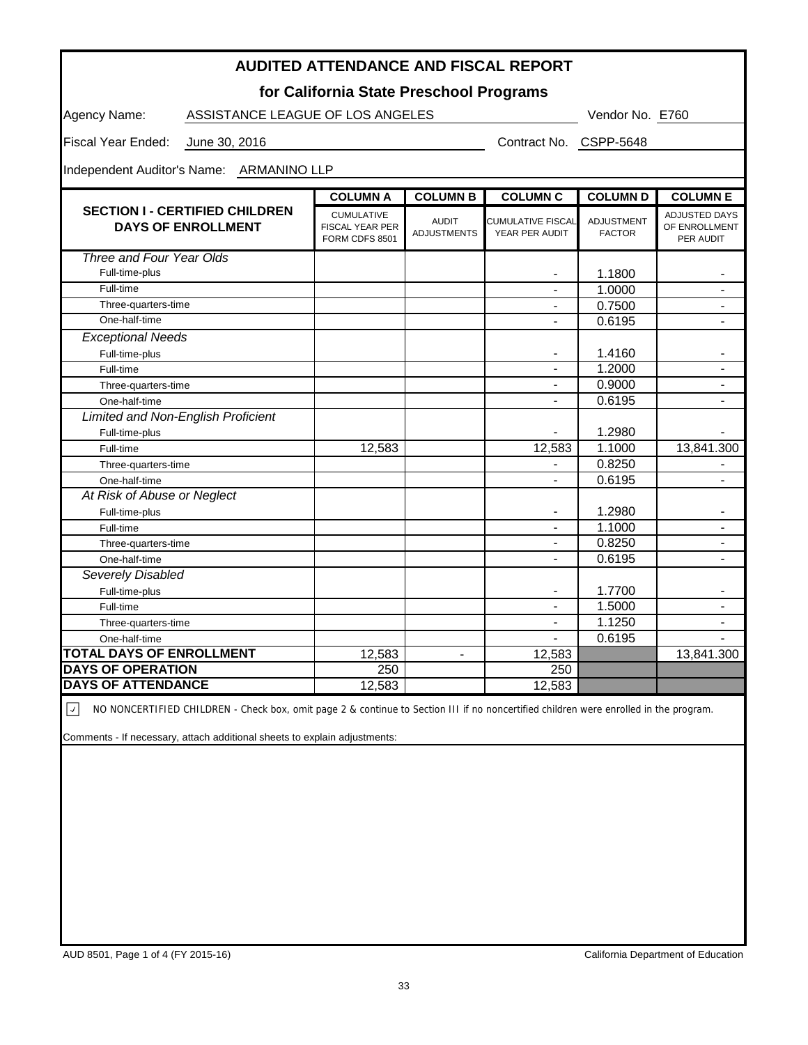# AUDITED ATTENDANCE AND FISCAL REPORT

## for California State Preschool Programs

Agency Name: ASSISTANCE LEAGUE OF LOS ANGELES Vendor No. E760

Fiscal Year Ended: June 30, 2016 Contract No. CSPP-5648

Independent Auditor's Name: ARMANINO LLP

| SECTION I - CERTIFIED CHILDREN DAYS OF ENROLLMENT | COLUMN A<br>CUMULATIVE FISCAL YEAR PER FORM CDFS 8501 | COLUMN B<br>AUDIT ADJUSTMENTS | COLUMN C<br>CUMULATIVE FISCAL YEAR PER AUDIT | COLUMN D<br>ADJUSTMENT FACTOR | COLUMN E<br>ADJUSTED DAYS OF ENROLLMENT PER AUDIT |
|---|---|---|---|---|---|
| *Three and Four Year Olds* | | | | | |
| Full-time-plus | | | - | 1.1800 | - |
| Full-time | | | - | 1.0000 | - |
| Three-quarters-time | | | - | 0.7500 | - |
| One-half-time | | | - | 0.6195 | - |
| *Exceptional Needs* | | | | | |
| Full-time-plus | | | - | 1.4160 | - |
| Full-time | | | - | 1.2000 | - |
| Three-quarters-time | | | - | 0.9000 | - |
| One-half-time | | | - | 0.6195 | - |
| *Limited and Non-English Proficient* | | | | | |
| Full-time-plus | | | - | 1.2980 | - |
| Full-time | 12,583 | | 12,583 | 1.1000 | 13,841.300 |
| Three-quarters-time | | | - | 0.8250 | - |
| One-half-time | | | - | 0.6195 | - |
| *At Risk of Abuse or Neglect* | | | | | |
| Full-time-plus | | | - | 1.2980 | - |
| Full-time | | | - | 1.1000 | - |
| Three-quarters-time | | | - | 0.8250 | - |
| One-half-time | | | - | 0.6195 | - |
| *Severely Disabled* | | | | | |
| Full-time-plus | | | - | 1.7700 | - |
| Full-time | | | - | 1.5000 | - |
| Three-quarters-time | | | - | 1.1250 | - |
| One-half-time | | | - | 0.6195 | - |
| **TOTAL DAYS OF ENROLLMENT** | 12,583 | - | 12,583 | | 13,841.300 |
| **DAYS OF OPERATION** | 250 | | 250 | | |
| **DAYS OF ATTENDANCE** | 12,583 | | 12,583 | | |

☑ NO NONCERTIFIED CHILDREN - Check box, omit page 2 & continue to Section III if no noncertified children were enrolled in the program.

Comments - If necessary, attach additional sheets to explain adjustments:

AUD 8501, Page 1 of 4 (FY 2015-16) California Department of Education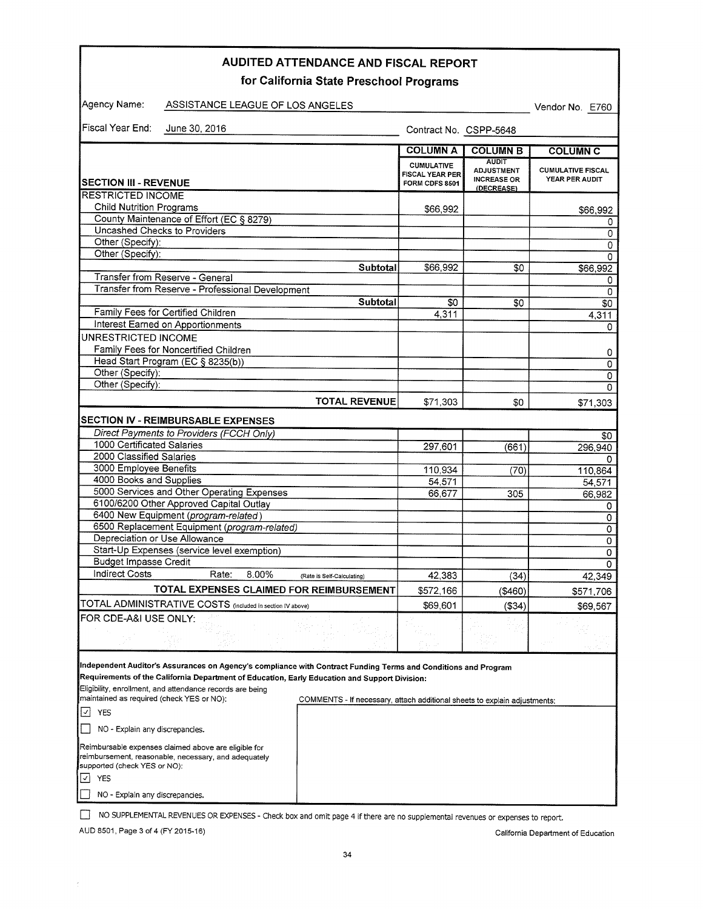# AUDITED ATTENDANCE AND FISCAL REPORT

## for California State Preschool Programs

Agency Name: ASSISTANCE LEAGUE OF LOS ANGELES Vendor No. E760

Fiscal Year End: June 30, 2016 Contract No. CSPP-5648

| SECTION III - REVENUE | COLUMN A<br>CUMULATIVE FISCAL YEAR PER FORM CDFS 8501 | COLUMN B<br>AUDIT ADJUSTMENT INCREASE OR (DECREASE) | COLUMN C<br>CUMULATIVE FISCAL YEAR PER AUDIT |
|---|---|---|---|
| **RESTRICTED INCOME** | | | |
| Child Nutrition Programs | $66,992 | | $66,992 |
| County Maintenance of Effort (EC § 8279) | | | 0 |
| Uncashed Checks to Providers | | | 0 |
| Other (Specify): | | | 0 |
| Other (Specify): | | | 0 |
| **Subtotal** | $66,992 | $0 | $66,992 |
| Transfer from Reserve - General | | | 0 |
| Transfer from Reserve - Professional Development | | | 0 |
| **Subtotal** | $0 | $0 | $0 |
| Family Fees for Certified Children | 4,311 | | 4,311 |
| Interest Earned on Apportionments | | | 0 |
| **UNRESTRICTED INCOME** | | | |
| Family Fees for Noncertified Children | | | 0 |
| Head Start Program (EC § 8235(b)) | | | 0 |
| Other (Specify): | | | 0 |
| Other (Specify): | | | 0 |
| **TOTAL REVENUE** | $71,303 | $0 | $71,303 |
| **SECTION IV - REIMBURSABLE EXPENSES** | | | |
| *Direct Payments to Providers (FCCH Only)* | | | $0 |
| 1000 Certificated Salaries | 297,601 | (661) | 296,940 |
| 2000 Classified Salaries | | | 0 |
| 3000 Employee Benefits | 110,934 | (70) | 110,864 |
| 4000 Books and Supplies | 54,571 | | 54,571 |
| 5000 Services and Other Operating Expenses | 66,677 | 305 | 66,982 |
| 6100/6200 Other Approved Capital Outlay | | | 0 |
| 6400 New Equipment (*program-related*) | | | 0 |
| 6500 Replacement Equipment (*program-related*) | | | 0 |
| Depreciation or Use Allowance | | | 0 |
| Start-Up Expenses (service level exemption) | | | 0 |
| Budget Impasse Credit | | | 0 |
| Indirect Costs Rate: 8.00% (Rate is Self-Calculating) | 42,383 | (34) | 42,349 |
| **TOTAL EXPENSES CLAIMED FOR REIMBURSEMENT** | $572,166 | ($460) | $571,706 |
| TOTAL ADMINISTRATIVE COSTS (included in section IV above) | $69,601 | ($34) | $69,567 |
| FOR CDE-A&I USE ONLY: | | | |

**Independent Auditor's Assurances on Agency's compliance with Contract Funding Terms and Conditions and Program Requirements of the California Department of Education, Early Education and Support Division:**

Eligibility, enrollment, and attendance records are being maintained as required (check YES or NO):

☑ YES

☐ NO - Explain any discrepancies.

Reimbursable expenses claimed above are eligible for reimbursement, reasonable, necessary, and adequately supported (check YES or NO):

☑ YES

☐ NO - Explain any discrepancies.

COMMENTS - If necessary, attach additional sheets to explain adjustments:

☐ NO SUPPLEMENTAL REVENUES OR EXPENSES - Check box and omit page 4 if there are no supplemental revenues or expenses to report.

AUD 8501, Page 3 of 4 (FY 2015-16) California Department of Education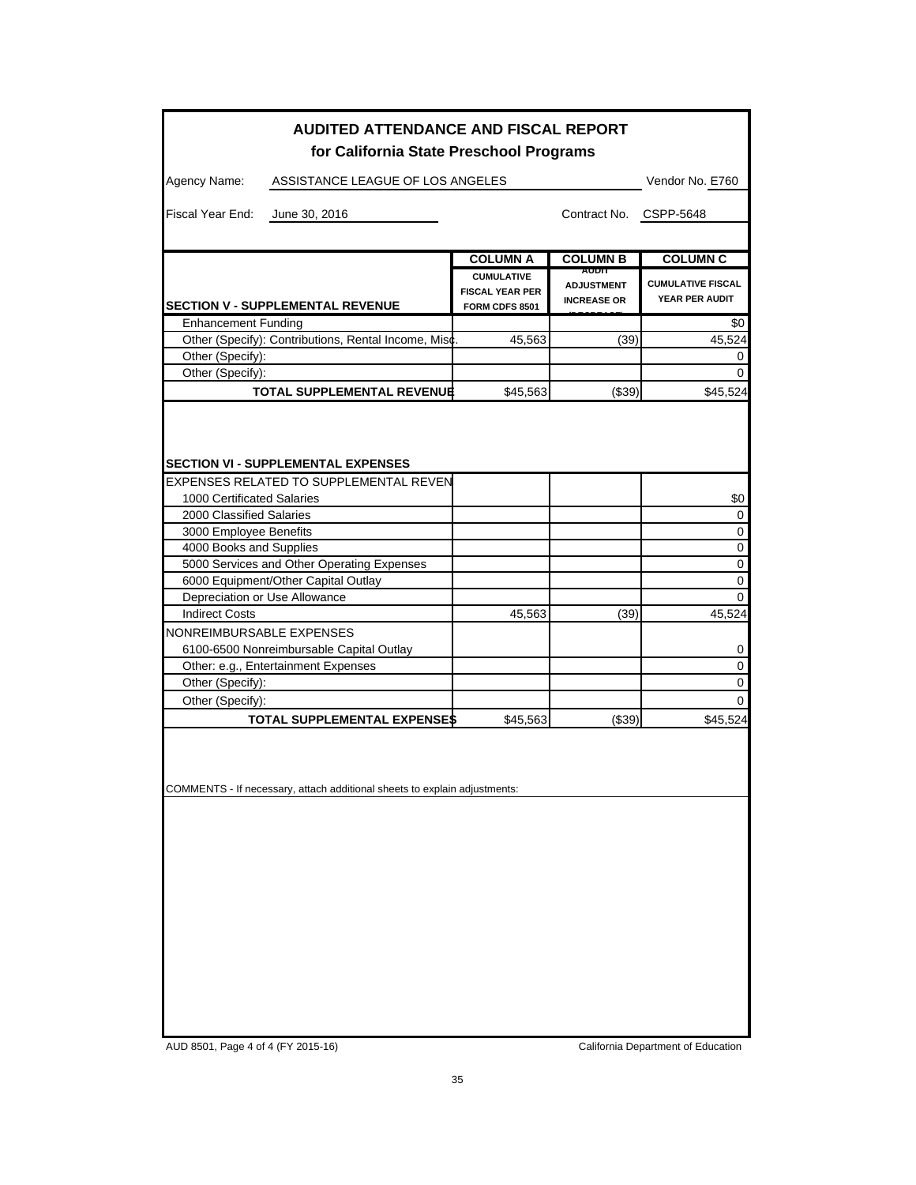# AUDITED ATTENDANCE AND FISCAL REPORT
## for California State Preschool Programs

Agency Name: ASSISTANCE LEAGUE OF LOS ANGELES Vendor No. E760

Fiscal Year End: June 30, 2016 Contract No. CSPP-5648

| SECTION V - SUPPLEMENTAL REVENUE | COLUMN A<br>CUMULATIVE FISCAL YEAR PER FORM CDFS 8501 | COLUMN B<br>AUDIT ADJUSTMENT INCREASE OR (DECREASE) | COLUMN C<br>CUMULATIVE FISCAL YEAR PER AUDIT |
|---|---|---|---|
| Enhancement Funding | | | $0 |
| Other (Specify): Contributions, Rental Income, Misc. | 45,563 | (39) | 45,524 |
| Other (Specify): | | | 0 |
| Other (Specify): | | | 0 |
| TOTAL SUPPLEMENTAL REVENUE | $45,563 | ($39) | $45,524 |

| SECTION VI - SUPPLEMENTAL EXPENSES | | | |
|---|---|---|---|
| EXPENSES RELATED TO SUPPLEMENTAL REVENUE | | | |
| 1000 Certificated Salaries | | | $0 |
| 2000 Classified Salaries | | | 0 |
| 3000 Employee Benefits | | | 0 |
| 4000 Books and Supplies | | | 0 |
| 5000 Services and Other Operating Expenses | | | 0 |
| 6000 Equipment/Other Capital Outlay | | | 0 |
| Depreciation or Use Allowance | | | 0 |
| Indirect Costs | 45,563 | (39) | 45,524 |
| NONREIMBURSABLE EXPENSES | | | |
| 6100-6500 Nonreimbursable Capital Outlay | | | 0 |
| Other: e.g., Entertainment Expenses | | | 0 |
| Other (Specify): | | | 0 |
| Other (Specify): | | | 0 |
| TOTAL SUPPLEMENTAL EXPENSES | $45,563 | ($39) | $45,524 |

COMMENTS - If necessary, attach additional sheets to explain adjustments:

AUD 8501, Page 4 of 4 (FY 2015-16) California Department of Education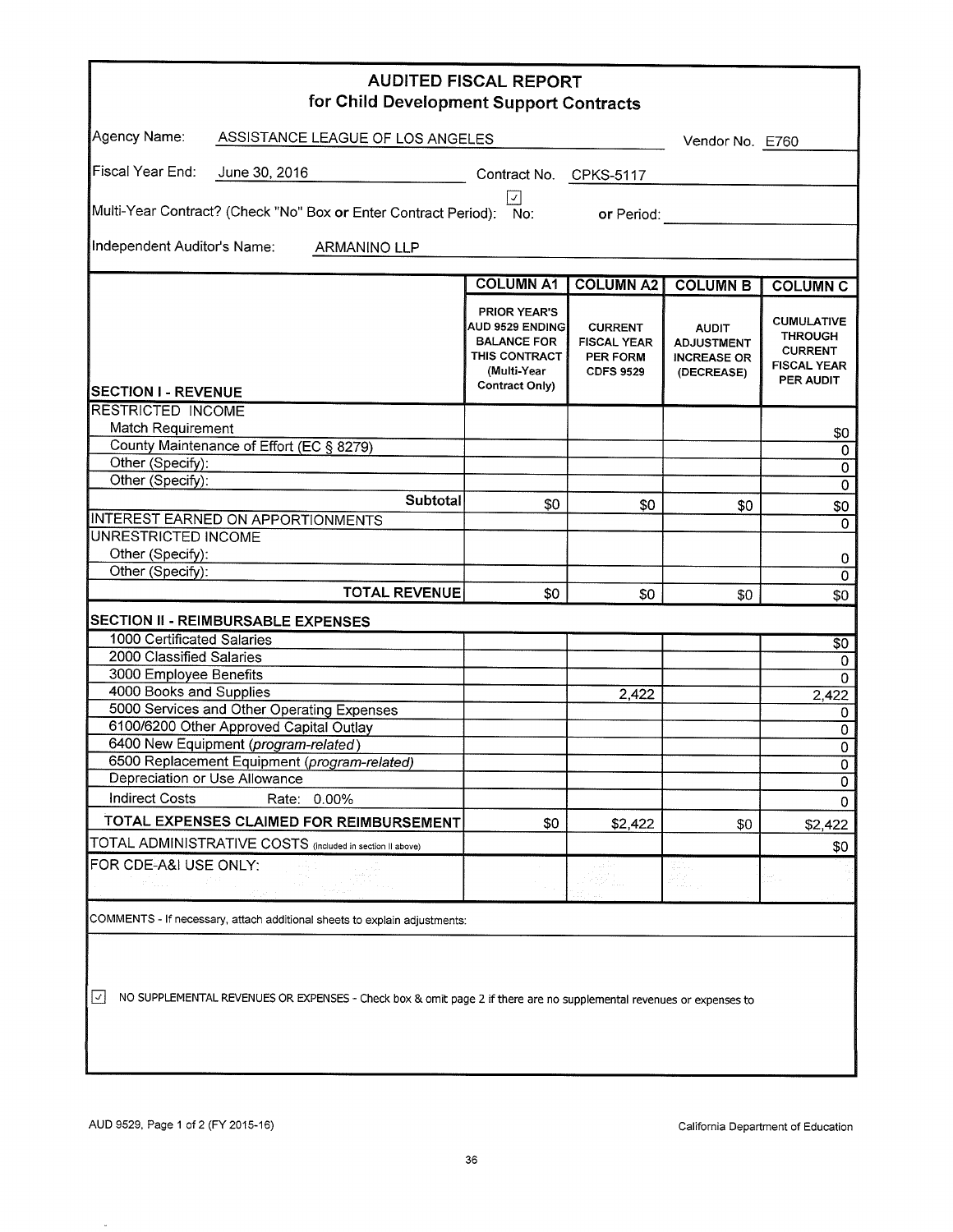# AUDITED FISCAL REPORT
## for Child Development Support Contracts

Agency Name: ASSISTANCE LEAGUE OF LOS ANGELES  Vendor No. E760

Fiscal Year End: June 30, 2016  Contract No. CPKS-5117

Multi-Year Contract? (Check "No" Box **or** Enter Contract Period): ☑ No: **or** Period:

Independent Auditor's Name: ARMANINO LLP

| | COLUMN A1 | COLUMN A2 | COLUMN B | COLUMN C |
|---|---|---|---|---|
| **SECTION I - REVENUE** | PRIOR YEAR'S AUD 9529 ENDING BALANCE FOR THIS CONTRACT (Multi-Year Contract Only) | CURRENT FISCAL YEAR PER FORM CDFS 9529 | AUDIT ADJUSTMENT INCREASE OR (DECREASE) | CUMULATIVE THROUGH CURRENT FISCAL YEAR PER AUDIT |
| RESTRICTED INCOME | | | | |
| Match Requirement | | | | $0 |
| County Maintenance of Effort (EC § 8279) | | | | 0 |
| Other (Specify): | | | | 0 |
| Other (Specify): | | | | 0 |
| **Subtotal** | $0 | $0 | $0 | $0 |
| INTEREST EARNED ON APPORTIONMENTS | | | | 0 |
| UNRESTRICTED INCOME | | | | |
| Other (Specify): | | | | 0 |
| Other (Specify): | | | | 0 |
| **TOTAL REVENUE** | $0 | $0 | $0 | $0 |
| **SECTION II - REIMBURSABLE EXPENSES** | | | | |
| 1000 Certificated Salaries | | | | $0 |
| 2000 Classified Salaries | | | | 0 |
| 3000 Employee Benefits | | | | 0 |
| 4000 Books and Supplies | | 2,422 | | 2,422 |
| 5000 Services and Other Operating Expenses | | | | 0 |
| 6100/6200 Other Approved Capital Outlay | | | | 0 |
| 6400 New Equipment (*program-related*) | | | | 0 |
| 6500 Replacement Equipment (*program-related*) | | | | 0 |
| Depreciation or Use Allowance | | | | 0 |
| Indirect Costs Rate: 0.00% | | | | 0 |
| **TOTAL EXPENSES CLAIMED FOR REIMBURSEMENT** | $0 | $2,422 | $0 | $2,422 |
| TOTAL ADMINISTRATIVE COSTS (included in section II above) | | | | $0 |
| FOR CDE-A&I USE ONLY: | | | | |

COMMENTS - If necessary, attach additional sheets to explain adjustments:

☑ NO SUPPLEMENTAL REVENUES OR EXPENSES - Check box & omit page 2 if there are no supplemental revenues or expenses to

AUD 9529, Page 1 of 2 (FY 2015-16)  California Department of Education